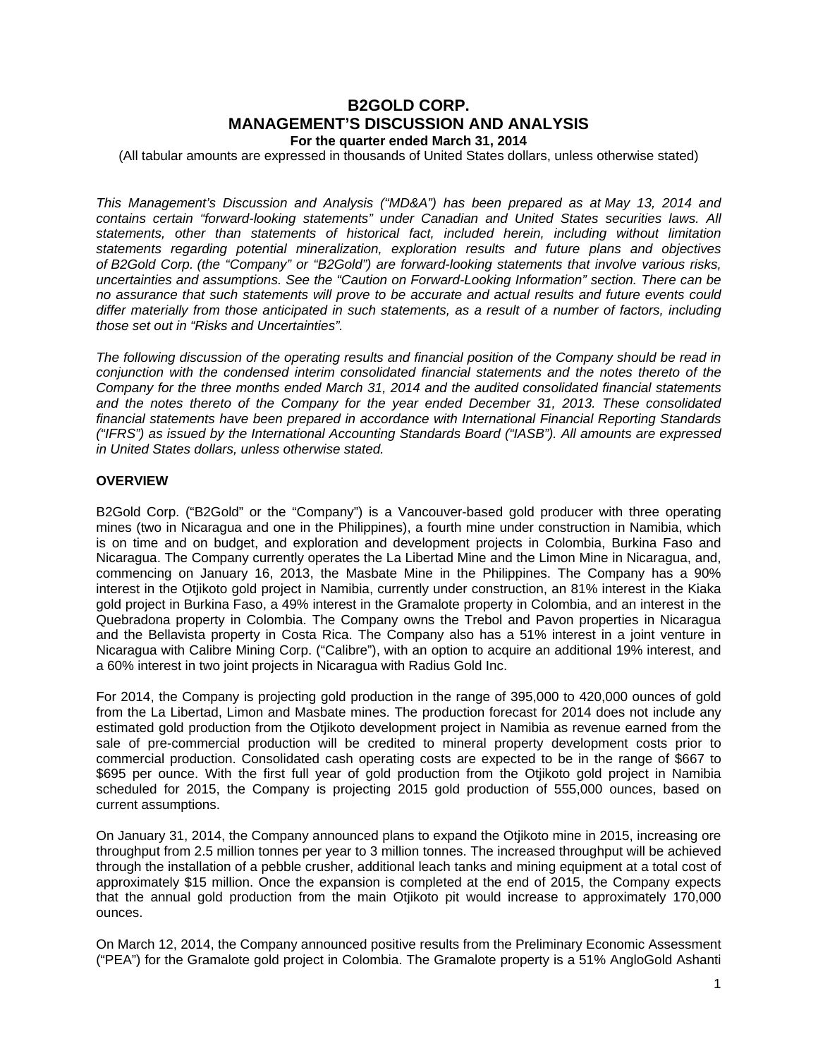# B2GOLD CORP.
# MANAGEMENT'S DISCUSSION AND ANALYSIS

**For the quarter ended March 31, 2014**

(All tabular amounts are expressed in thousands of United States dollars, unless otherwise stated)

*This Management's Discussion and Analysis ("MD&A") has been prepared as at May 13, 2014 and contains certain "forward-looking statements" under Canadian and United States securities laws. All statements, other than statements of historical fact, included herein, including without limitation statements regarding potential mineralization, exploration results and future plans and objectives of B2Gold Corp. (the "Company" or "B2Gold") are forward-looking statements that involve various risks, uncertainties and assumptions. See the "Caution on Forward-Looking Information" section. There can be no assurance that such statements will prove to be accurate and actual results and future events could differ materially from those anticipated in such statements, as a result of a number of factors, including those set out in "Risks and Uncertainties".*

*The following discussion of the operating results and financial position of the Company should be read in conjunction with the condensed interim consolidated financial statements and the notes thereto of the Company for the three months ended March 31, 2014 and the audited consolidated financial statements and the notes thereto of the Company for the year ended December 31, 2013. These consolidated financial statements have been prepared in accordance with International Financial Reporting Standards ("IFRS") as issued by the International Accounting Standards Board ("IASB"). All amounts are expressed in United States dollars, unless otherwise stated.*

## OVERVIEW

B2Gold Corp. ("B2Gold" or the "Company") is a Vancouver-based gold producer with three operating mines (two in Nicaragua and one in the Philippines), a fourth mine under construction in Namibia, which is on time and on budget, and exploration and development projects in Colombia, Burkina Faso and Nicaragua. The Company currently operates the La Libertad Mine and the Limon Mine in Nicaragua, and, commencing on January 16, 2013, the Masbate Mine in the Philippines. The Company has a 90% interest in the Otjikoto gold project in Namibia, currently under construction, an 81% interest in the Kiaka gold project in Burkina Faso, a 49% interest in the Gramalote property in Colombia, and an interest in the Quebradona property in Colombia. The Company owns the Trebol and Pavon properties in Nicaragua and the Bellavista property in Costa Rica. The Company also has a 51% interest in a joint venture in Nicaragua with Calibre Mining Corp. ("Calibre"), with an option to acquire an additional 19% interest, and a 60% interest in two joint projects in Nicaragua with Radius Gold Inc.

For 2014, the Company is projecting gold production in the range of 395,000 to 420,000 ounces of gold from the La Libertad, Limon and Masbate mines. The production forecast for 2014 does not include any estimated gold production from the Otjikoto development project in Namibia as revenue earned from the sale of pre-commercial production will be credited to mineral property development costs prior to commercial production. Consolidated cash operating costs are expected to be in the range of $667 to $695 per ounce. With the first full year of gold production from the Otjikoto gold project in Namibia scheduled for 2015, the Company is projecting 2015 gold production of 555,000 ounces, based on current assumptions.

On January 31, 2014, the Company announced plans to expand the Otjikoto mine in 2015, increasing ore throughput from 2.5 million tonnes per year to 3 million tonnes. The increased throughput will be achieved through the installation of a pebble crusher, additional leach tanks and mining equipment at a total cost of approximately $15 million. Once the expansion is completed at the end of 2015, the Company expects that the annual gold production from the main Otjikoto pit would increase to approximately 170,000 ounces.

On March 12, 2014, the Company announced positive results from the Preliminary Economic Assessment ("PEA") for the Gramalote gold project in Colombia. The Gramalote property is a 51% AngloGold Ashanti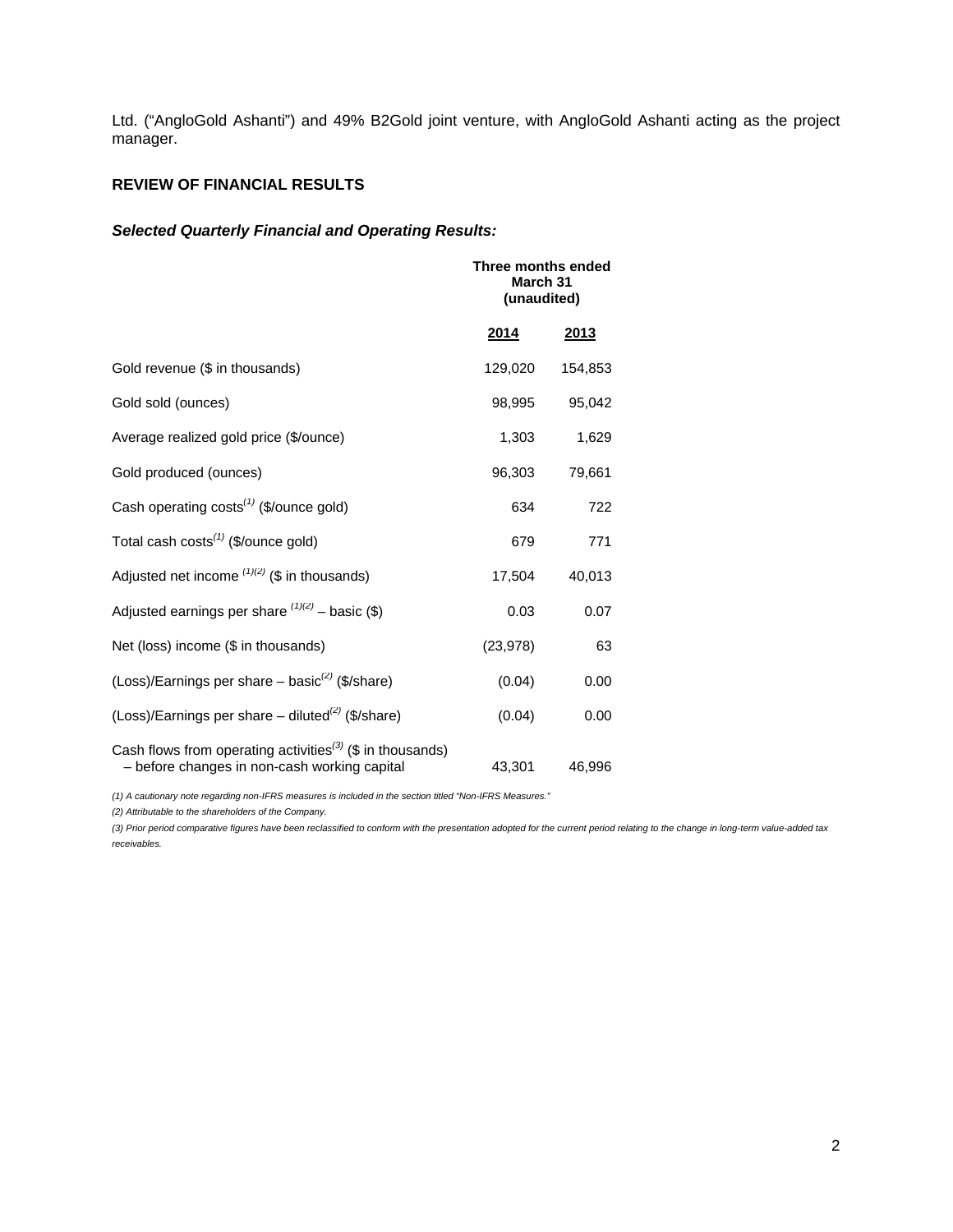Ltd. ("AngloGold Ashanti") and 49% B2Gold joint venture, with AngloGold Ashanti acting as the project manager.

## REVIEW OF FINANCIAL RESULTS

### *Selected Quarterly Financial and Operating Results:*

| | Three months ended March 31 (unaudited) | |
|---|---|---|
| | **2014** | **2013** |
| Gold revenue ($ in thousands) | 129,020 | 154,853 |
| Gold sold (ounces) | 98,995 | 95,042 |
| Average realized gold price ($/ounce) | 1,303 | 1,629 |
| Gold produced (ounces) | 96,303 | 79,661 |
| Cash operating costs[(1)] ($/ounce gold) | 634 | 722 |
| Total cash costs[(1)] ($/ounce gold) | 679 | 771 |
| Adjusted net income [(1)(2)] ($ in thousands) | 17,504 | 40,013 |
| Adjusted earnings per share [(1)(2)] – basic ($) | 0.03 | 0.07 |
| Net (loss) income ($ in thousands) | (23,978) | 63 |
| (Loss)/Earnings per share – basic[(2)] ($/share) | (0.04) | 0.00 |
| (Loss)/Earnings per share – diluted[(2)] ($/share) | (0.04) | 0.00 |
| Cash flows from operating activities[(3)] ($ in thousands) – before changes in non-cash working capital | 43,301 | 46,996 |

*(1) A cautionary note regarding non-IFRS measures is included in the section titled "Non-IFRS Measures."*

*(2) Attributable to the shareholders of the Company.*

*(3) Prior period comparative figures have been reclassified to conform with the presentation adopted for the current period relating to the change in long-term value-added tax receivables.*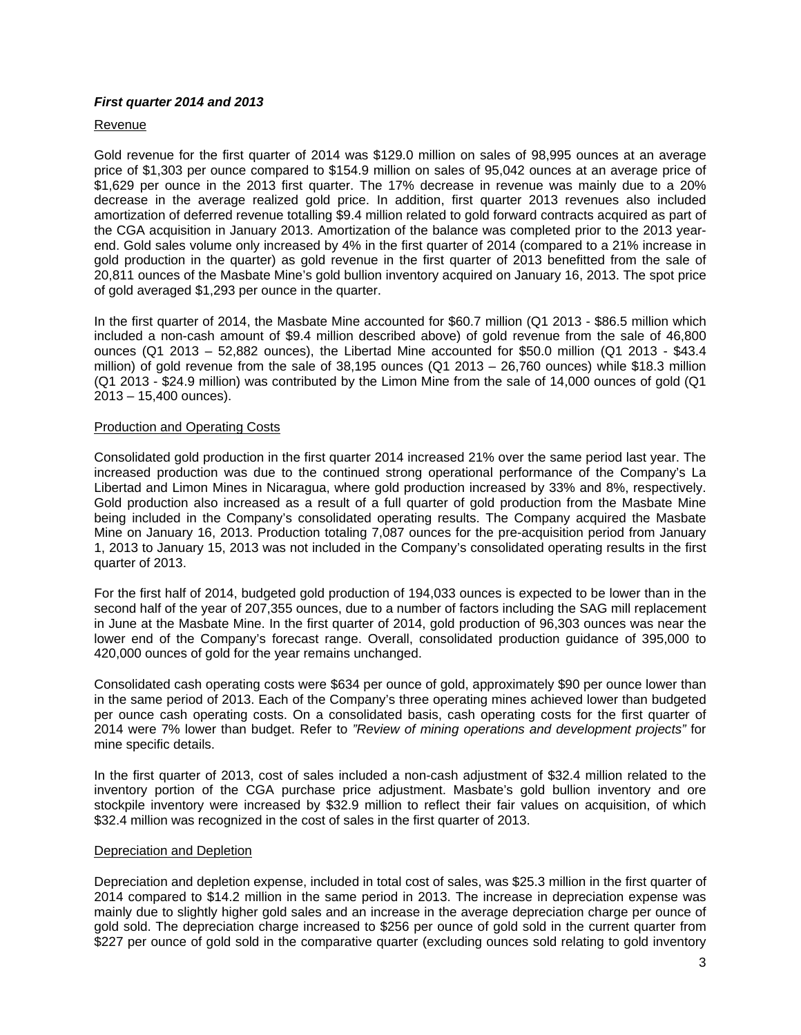### *First quarter 2014 and 2013*

Revenue

Gold revenue for the first quarter of 2014 was $129.0 million on sales of 98,995 ounces at an average price of $1,303 per ounce compared to $154.9 million on sales of 95,042 ounces at an average price of $1,629 per ounce in the 2013 first quarter. The 17% decrease in revenue was mainly due to a 20% decrease in the average realized gold price. In addition, first quarter 2013 revenues also included amortization of deferred revenue totalling $9.4 million related to gold forward contracts acquired as part of the CGA acquisition in January 2013. Amortization of the balance was completed prior to the 2013 year-end. Gold sales volume only increased by 4% in the first quarter of 2014 (compared to a 21% increase in gold production in the quarter) as gold revenue in the first quarter of 2013 benefitted from the sale of 20,811 ounces of the Masbate Mine's gold bullion inventory acquired on January 16, 2013. The spot price of gold averaged $1,293 per ounce in the quarter.

In the first quarter of 2014, the Masbate Mine accounted for $60.7 million (Q1 2013 - $86.5 million which included a non-cash amount of $9.4 million described above) of gold revenue from the sale of 46,800 ounces (Q1 2013 – 52,882 ounces), the Libertad Mine accounted for $50.0 million (Q1 2013 - $43.4 million) of gold revenue from the sale of 38,195 ounces (Q1 2013 – 26,760 ounces) while $18.3 million (Q1 2013 - $24.9 million) was contributed by the Limon Mine from the sale of 14,000 ounces of gold (Q1 2013 – 15,400 ounces).

Production and Operating Costs

Consolidated gold production in the first quarter 2014 increased 21% over the same period last year. The increased production was due to the continued strong operational performance of the Company's La Libertad and Limon Mines in Nicaragua, where gold production increased by 33% and 8%, respectively. Gold production also increased as a result of a full quarter of gold production from the Masbate Mine being included in the Company's consolidated operating results. The Company acquired the Masbate Mine on January 16, 2013. Production totaling 7,087 ounces for the pre-acquisition period from January 1, 2013 to January 15, 2013 was not included in the Company's consolidated operating results in the first quarter of 2013.

For the first half of 2014, budgeted gold production of 194,033 ounces is expected to be lower than in the second half of the year of 207,355 ounces, due to a number of factors including the SAG mill replacement in June at the Masbate Mine. In the first quarter of 2014, gold production of 96,303 ounces was near the lower end of the Company's forecast range. Overall, consolidated production guidance of 395,000 to 420,000 ounces of gold for the year remains unchanged.

Consolidated cash operating costs were $634 per ounce of gold, approximately $90 per ounce lower than in the same period of 2013. Each of the Company's three operating mines achieved lower than budgeted per ounce cash operating costs. On a consolidated basis, cash operating costs for the first quarter of 2014 were 7% lower than budget. Refer to *"Review of mining operations and development projects"* for mine specific details.

In the first quarter of 2013, cost of sales included a non-cash adjustment of $32.4 million related to the inventory portion of the CGA purchase price adjustment. Masbate's gold bullion inventory and ore stockpile inventory were increased by $32.9 million to reflect their fair values on acquisition, of which $32.4 million was recognized in the cost of sales in the first quarter of 2013.

Depreciation and Depletion

Depreciation and depletion expense, included in total cost of sales, was $25.3 million in the first quarter of 2014 compared to $14.2 million in the same period in 2013. The increase in depreciation expense was mainly due to slightly higher gold sales and an increase in the average depreciation charge per ounce of gold sold. The depreciation charge increased to $256 per ounce of gold sold in the current quarter from $227 per ounce of gold sold in the comparative quarter (excluding ounces sold relating to gold inventory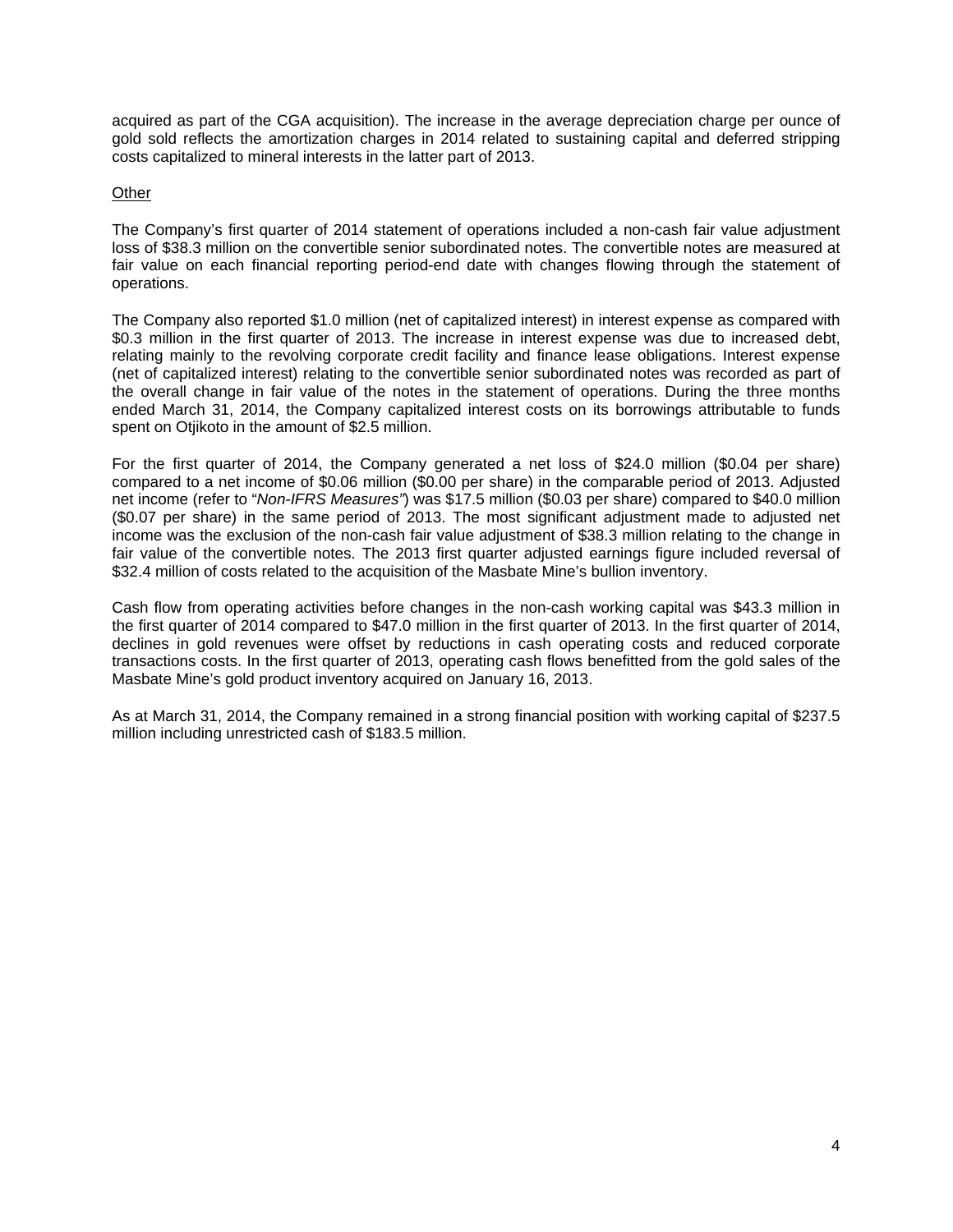acquired as part of the CGA acquisition). The increase in the average depreciation charge per ounce of gold sold reflects the amortization charges in 2014 related to sustaining capital and deferred stripping costs capitalized to mineral interests in the latter part of 2013.

Other

The Company's first quarter of 2014 statement of operations included a non-cash fair value adjustment loss of $38.3 million on the convertible senior subordinated notes. The convertible notes are measured at fair value on each financial reporting period-end date with changes flowing through the statement of operations.

The Company also reported $1.0 million (net of capitalized interest) in interest expense as compared with $0.3 million in the first quarter of 2013. The increase in interest expense was due to increased debt, relating mainly to the revolving corporate credit facility and finance lease obligations. Interest expense (net of capitalized interest) relating to the convertible senior subordinated notes was recorded as part of the overall change in fair value of the notes in the statement of operations. During the three months ended March 31, 2014, the Company capitalized interest costs on its borrowings attributable to funds spent on Otjikoto in the amount of $2.5 million.

For the first quarter of 2014, the Company generated a net loss of $24.0 million ($0.04 per share) compared to a net income of $0.06 million ($0.00 per share) in the comparable period of 2013. Adjusted net income (refer to "*Non-IFRS Measures"*) was $17.5 million ($0.03 per share) compared to $40.0 million ($0.07 per share) in the same period of 2013. The most significant adjustment made to adjusted net income was the exclusion of the non-cash fair value adjustment of $38.3 million relating to the change in fair value of the convertible notes. The 2013 first quarter adjusted earnings figure included reversal of $32.4 million of costs related to the acquisition of the Masbate Mine's bullion inventory.

Cash flow from operating activities before changes in the non-cash working capital was $43.3 million in the first quarter of 2014 compared to $47.0 million in the first quarter of 2013. In the first quarter of 2014, declines in gold revenues were offset by reductions in cash operating costs and reduced corporate transactions costs. In the first quarter of 2013, operating cash flows benefitted from the gold sales of the Masbate Mine's gold product inventory acquired on January 16, 2013.

As at March 31, 2014, the Company remained in a strong financial position with working capital of $237.5 million including unrestricted cash of $183.5 million.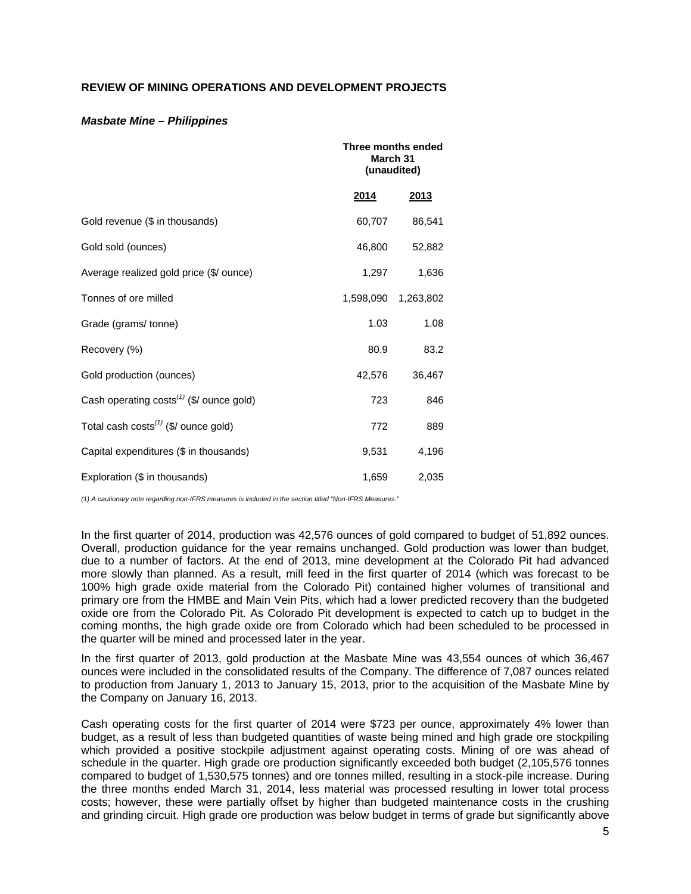## REVIEW OF MINING OPERATIONS AND DEVELOPMENT PROJECTS

### *Masbate Mine – Philippines*

| | Three months ended March 31 (unaudited) | |
|---|---|---|
| | **2014** | **2013** |
| Gold revenue ($ in thousands) | 60,707 | 86,541 |
| Gold sold (ounces) | 46,800 | 52,882 |
| Average realized gold price ($/ ounce) | 1,297 | 1,636 |
| Tonnes of ore milled | 1,598,090 | 1,263,802 |
| Grade (grams/ tonne) | 1.03 | 1.08 |
| Recovery (%) | 80.9 | 83.2 |
| Gold production (ounces) | 42,576 | 36,467 |
| Cash operating costs[(1)] ($/ ounce gold) | 723 | 846 |
| Total cash costs[(1)] ($/ ounce gold) | 772 | 889 |
| Capital expenditures ($ in thousands) | 9,531 | 4,196 |
| Exploration ($ in thousands) | 1,659 | 2,035 |

*(1) A cautionary note regarding non-IFRS measures is included in the section titled "Non-IFRS Measures."*

In the first quarter of 2014, production was 42,576 ounces of gold compared to budget of 51,892 ounces. Overall, production guidance for the year remains unchanged. Gold production was lower than budget, due to a number of factors. At the end of 2013, mine development at the Colorado Pit had advanced more slowly than planned. As a result, mill feed in the first quarter of 2014 (which was forecast to be 100% high grade oxide material from the Colorado Pit) contained higher volumes of transitional and primary ore from the HMBE and Main Vein Pits, which had a lower predicted recovery than the budgeted oxide ore from the Colorado Pit. As Colorado Pit development is expected to catch up to budget in the coming months, the high grade oxide ore from Colorado which had been scheduled to be processed in the quarter will be mined and processed later in the year.

In the first quarter of 2013, gold production at the Masbate Mine was 43,554 ounces of which 36,467 ounces were included in the consolidated results of the Company. The difference of 7,087 ounces related to production from January 1, 2013 to January 15, 2013, prior to the acquisition of the Masbate Mine by the Company on January 16, 2013.

Cash operating costs for the first quarter of 2014 were $723 per ounce, approximately 4% lower than budget, as a result of less than budgeted quantities of waste being mined and high grade ore stockpiling which provided a positive stockpile adjustment against operating costs. Mining of ore was ahead of schedule in the quarter. High grade ore production significantly exceeded both budget (2,105,576 tonnes compared to budget of 1,530,575 tonnes) and ore tonnes milled, resulting in a stock-pile increase. During the three months ended March 31, 2014, less material was processed resulting in lower total process costs; however, these were partially offset by higher than budgeted maintenance costs in the crushing and grinding circuit. High grade ore production was below budget in terms of grade but significantly above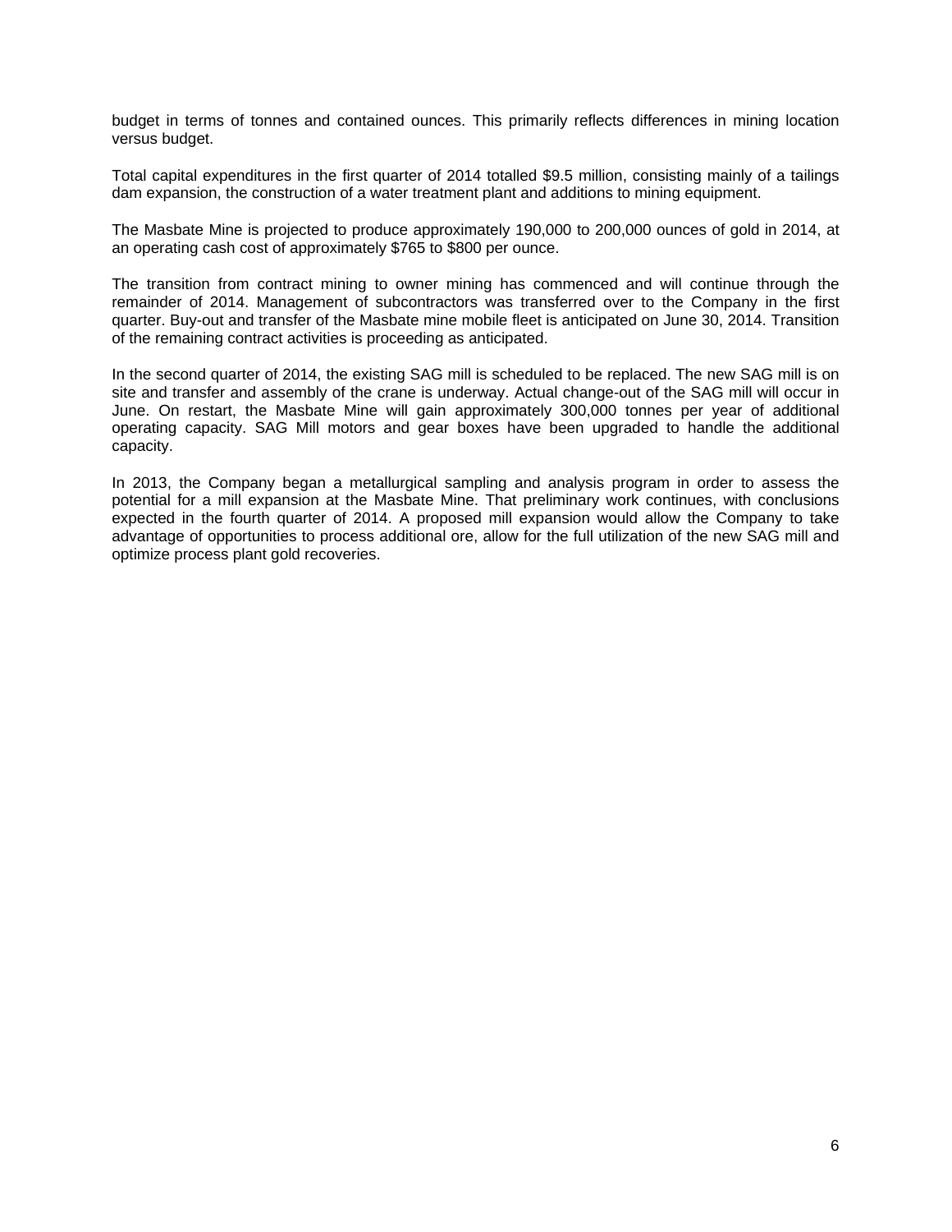budget in terms of tonnes and contained ounces. This primarily reflects differences in mining location versus budget.

Total capital expenditures in the first quarter of 2014 totalled $9.5 million, consisting mainly of a tailings dam expansion, the construction of a water treatment plant and additions to mining equipment.

The Masbate Mine is projected to produce approximately 190,000 to 200,000 ounces of gold in 2014, at an operating cash cost of approximately $765 to $800 per ounce.

The transition from contract mining to owner mining has commenced and will continue through the remainder of 2014. Management of subcontractors was transferred over to the Company in the first quarter. Buy-out and transfer of the Masbate mine mobile fleet is anticipated on June 30, 2014. Transition of the remaining contract activities is proceeding as anticipated.

In the second quarter of 2014, the existing SAG mill is scheduled to be replaced. The new SAG mill is on site and transfer and assembly of the crane is underway. Actual change-out of the SAG mill will occur in June. On restart, the Masbate Mine will gain approximately 300,000 tonnes per year of additional operating capacity. SAG Mill motors and gear boxes have been upgraded to handle the additional capacity.

In 2013, the Company began a metallurgical sampling and analysis program in order to assess the potential for a mill expansion at the Masbate Mine. That preliminary work continues, with conclusions expected in the fourth quarter of 2014. A proposed mill expansion would allow the Company to take advantage of opportunities to process additional ore, allow for the full utilization of the new SAG mill and optimize process plant gold recoveries.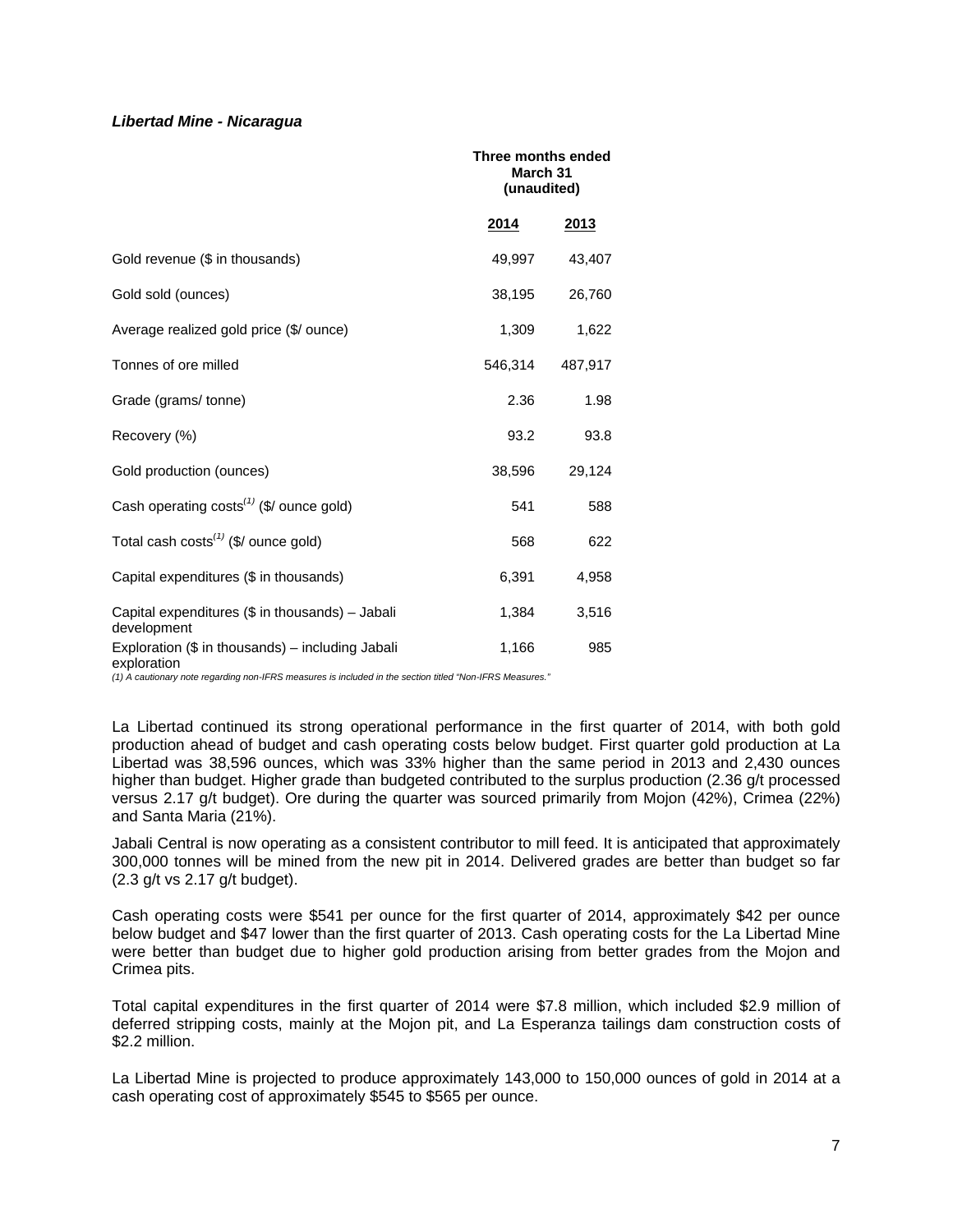***Libertad Mine - Nicaragua***

| | Three months ended March 31 (unaudited) | |
|---|---|---|
| | **2014** | **2013** |
| Gold revenue ($ in thousands) | 49,997 | 43,407 |
| Gold sold (ounces) | 38,195 | 26,760 |
| Average realized gold price ($/ ounce) | 1,309 | 1,622 |
| Tonnes of ore milled | 546,314 | 487,917 |
| Grade (grams/ tonne) | 2.36 | 1.98 |
| Recovery (%) | 93.2 | 93.8 |
| Gold production (ounces) | 38,596 | 29,124 |
| Cash operating costs(1) ($/ ounce gold) | 541 | 588 |
| Total cash costs(1) ($/ ounce gold) | 568 | 622 |
| Capital expenditures ($ in thousands) | 6,391 | 4,958 |
| Capital expenditures ($ in thousands) – Jabali development | 1,384 | 3,516 |
| Exploration ($ in thousands) – including Jabali exploration | 1,166 | 985 |

*(1) A cautionary note regarding non-IFRS measures is included in the section titled "Non-IFRS Measures."*

La Libertad continued its strong operational performance in the first quarter of 2014, with both gold production ahead of budget and cash operating costs below budget. First quarter gold production at La Libertad was 38,596 ounces, which was 33% higher than the same period in 2013 and 2,430 ounces higher than budget. Higher grade than budgeted contributed to the surplus production (2.36 g/t processed versus 2.17 g/t budget). Ore during the quarter was sourced primarily from Mojon (42%), Crimea (22%) and Santa Maria (21%).

Jabali Central is now operating as a consistent contributor to mill feed. It is anticipated that approximately 300,000 tonnes will be mined from the new pit in 2014. Delivered grades are better than budget so far (2.3 g/t vs 2.17 g/t budget).

Cash operating costs were $541 per ounce for the first quarter of 2014, approximately $42 per ounce below budget and $47 lower than the first quarter of 2013. Cash operating costs for the La Libertad Mine were better than budget due to higher gold production arising from better grades from the Mojon and Crimea pits.

Total capital expenditures in the first quarter of 2014 were $7.8 million, which included $2.9 million of deferred stripping costs, mainly at the Mojon pit, and La Esperanza tailings dam construction costs of $2.2 million.

La Libertad Mine is projected to produce approximately 143,000 to 150,000 ounces of gold in 2014 at a cash operating cost of approximately $545 to $565 per ounce.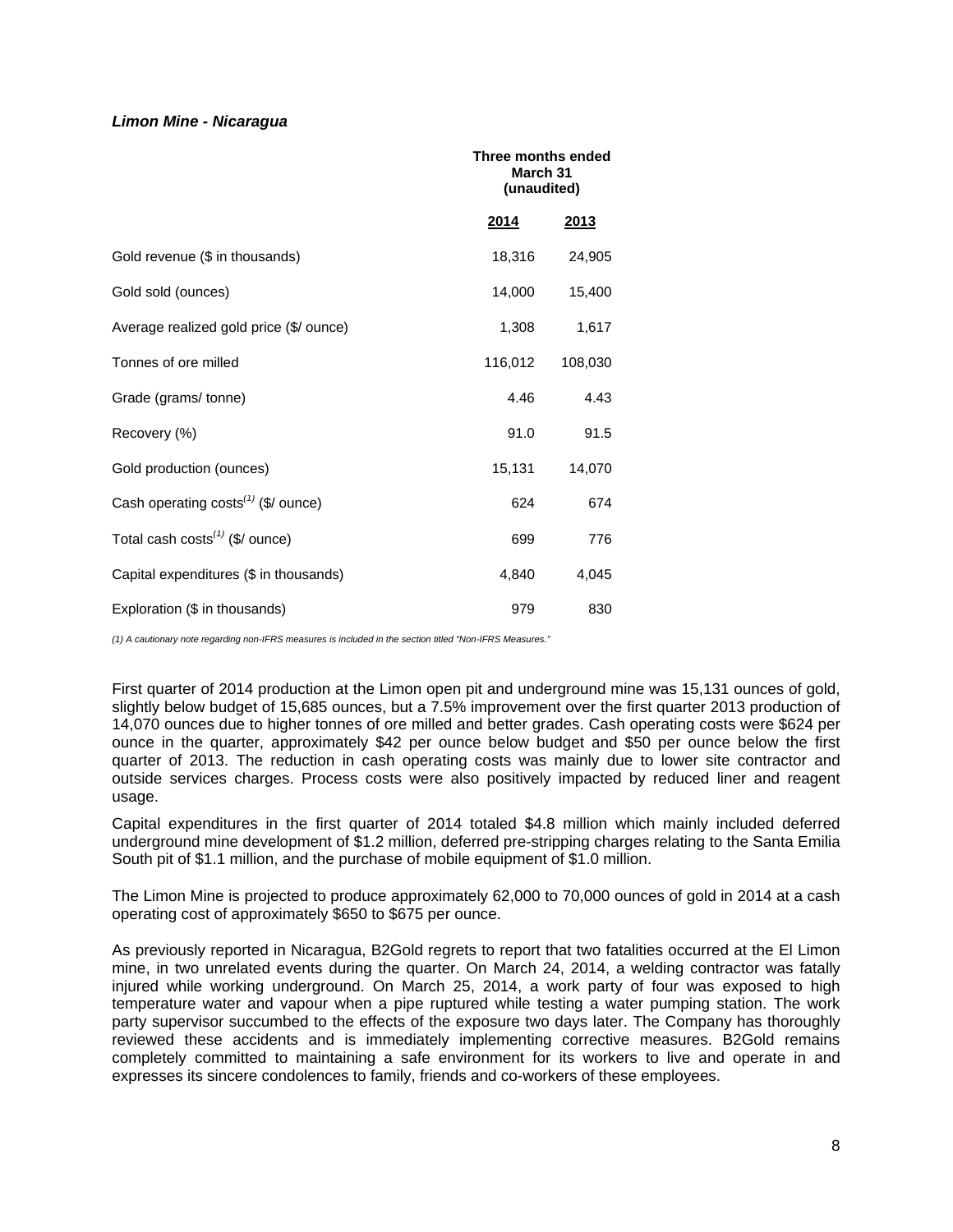***Limon Mine - Nicaragua***

| | Three months ended March 31 (unaudited) | |
|---|---|---|
| | **2014** | **2013** |
| Gold revenue ($ in thousands) | 18,316 | 24,905 |
| Gold sold (ounces) | 14,000 | 15,400 |
| Average realized gold price ($/ ounce) | 1,308 | 1,617 |
| Tonnes of ore milled | 116,012 | 108,030 |
| Grade (grams/ tonne) | 4.46 | 4.43 |
| Recovery (%) | 91.0 | 91.5 |
| Gold production (ounces) | 15,131 | 14,070 |
| Cash operating costs[(1)] ($/ ounce) | 624 | 674 |
| Total cash costs[(1)] ($/ ounce) | 699 | 776 |
| Capital expenditures ($ in thousands) | 4,840 | 4,045 |
| Exploration ($ in thousands) | 979 | 830 |

*(1) A cautionary note regarding non-IFRS measures is included in the section titled "Non-IFRS Measures."*

First quarter of 2014 production at the Limon open pit and underground mine was 15,131 ounces of gold, slightly below budget of 15,685 ounces, but a 7.5% improvement over the first quarter 2013 production of 14,070 ounces due to higher tonnes of ore milled and better grades. Cash operating costs were $624 per ounce in the quarter, approximately $42 per ounce below budget and $50 per ounce below the first quarter of 2013. The reduction in cash operating costs was mainly due to lower site contractor and outside services charges. Process costs were also positively impacted by reduced liner and reagent usage.

Capital expenditures in the first quarter of 2014 totaled $4.8 million which mainly included deferred underground mine development of $1.2 million, deferred pre-stripping charges relating to the Santa Emilia South pit of $1.1 million, and the purchase of mobile equipment of $1.0 million.

The Limon Mine is projected to produce approximately 62,000 to 70,000 ounces of gold in 2014 at a cash operating cost of approximately $650 to $675 per ounce.

As previously reported in Nicaragua, B2Gold regrets to report that two fatalities occurred at the El Limon mine, in two unrelated events during the quarter. On March 24, 2014, a welding contractor was fatally injured while working underground. On March 25, 2014, a work party of four was exposed to high temperature water and vapour when a pipe ruptured while testing a water pumping station. The work party supervisor succumbed to the effects of the exposure two days later. The Company has thoroughly reviewed these accidents and is immediately implementing corrective measures. B2Gold remains completely committed to maintaining a safe environment for its workers to live and operate in and expresses its sincere condolences to family, friends and co-workers of these employees.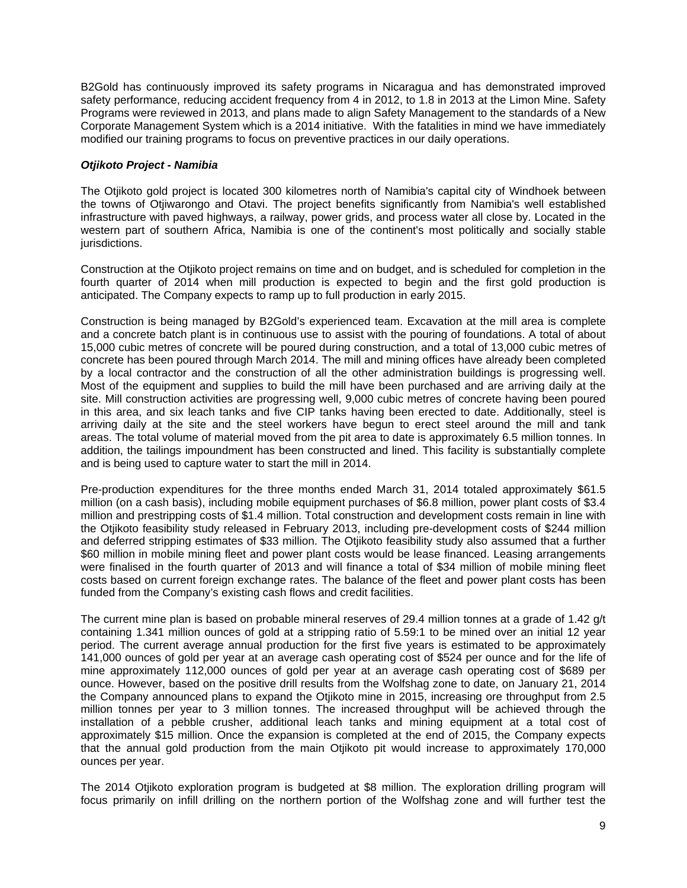B2Gold has continuously improved its safety programs in Nicaragua and has demonstrated improved safety performance, reducing accident frequency from 4 in 2012, to 1.8 in 2013 at the Limon Mine. Safety Programs were reviewed in 2013, and plans made to align Safety Management to the standards of a New Corporate Management System which is a 2014 initiative. With the fatalities in mind we have immediately modified our training programs to focus on preventive practices in our daily operations.

***Otjikoto Project - Namibia***

The Otjikoto gold project is located 300 kilometres north of Namibia's capital city of Windhoek between the towns of Otjiwarongo and Otavi. The project benefits significantly from Namibia's well established infrastructure with paved highways, a railway, power grids, and process water all close by. Located in the western part of southern Africa, Namibia is one of the continent's most politically and socially stable jurisdictions.

Construction at the Otjikoto project remains on time and on budget, and is scheduled for completion in the fourth quarter of 2014 when mill production is expected to begin and the first gold production is anticipated. The Company expects to ramp up to full production in early 2015.

Construction is being managed by B2Gold's experienced team. Excavation at the mill area is complete and a concrete batch plant is in continuous use to assist with the pouring of foundations. A total of about 15,000 cubic metres of concrete will be poured during construction, and a total of 13,000 cubic metres of concrete has been poured through March 2014. The mill and mining offices have already been completed by a local contractor and the construction of all the other administration buildings is progressing well. Most of the equipment and supplies to build the mill have been purchased and are arriving daily at the site. Mill construction activities are progressing well, 9,000 cubic metres of concrete having been poured in this area, and six leach tanks and five CIP tanks having been erected to date. Additionally, steel is arriving daily at the site and the steel workers have begun to erect steel around the mill and tank areas. The total volume of material moved from the pit area to date is approximately 6.5 million tonnes. In addition, the tailings impoundment has been constructed and lined. This facility is substantially complete and is being used to capture water to start the mill in 2014.

Pre-production expenditures for the three months ended March 31, 2014 totaled approximately $61.5 million (on a cash basis), including mobile equipment purchases of $6.8 million, power plant costs of $3.4 million and prestripping costs of $1.4 million. Total construction and development costs remain in line with the Otjikoto feasibility study released in February 2013, including pre-development costs of $244 million and deferred stripping estimates of $33 million. The Otjikoto feasibility study also assumed that a further $60 million in mobile mining fleet and power plant costs would be lease financed. Leasing arrangements were finalised in the fourth quarter of 2013 and will finance a total of $34 million of mobile mining fleet costs based on current foreign exchange rates. The balance of the fleet and power plant costs has been funded from the Company's existing cash flows and credit facilities.

The current mine plan is based on probable mineral reserves of 29.4 million tonnes at a grade of 1.42 g/t containing 1.341 million ounces of gold at a stripping ratio of 5.59:1 to be mined over an initial 12 year period. The current average annual production for the first five years is estimated to be approximately 141,000 ounces of gold per year at an average cash operating cost of $524 per ounce and for the life of mine approximately 112,000 ounces of gold per year at an average cash operating cost of $689 per ounce. However, based on the positive drill results from the Wolfshag zone to date, on January 21, 2014 the Company announced plans to expand the Otjikoto mine in 2015, increasing ore throughput from 2.5 million tonnes per year to 3 million tonnes. The increased throughput will be achieved through the installation of a pebble crusher, additional leach tanks and mining equipment at a total cost of approximately $15 million. Once the expansion is completed at the end of 2015, the Company expects that the annual gold production from the main Otjikoto pit would increase to approximately 170,000 ounces per year.

The 2014 Otjikoto exploration program is budgeted at $8 million. The exploration drilling program will focus primarily on infill drilling on the northern portion of the Wolfshag zone and will further test the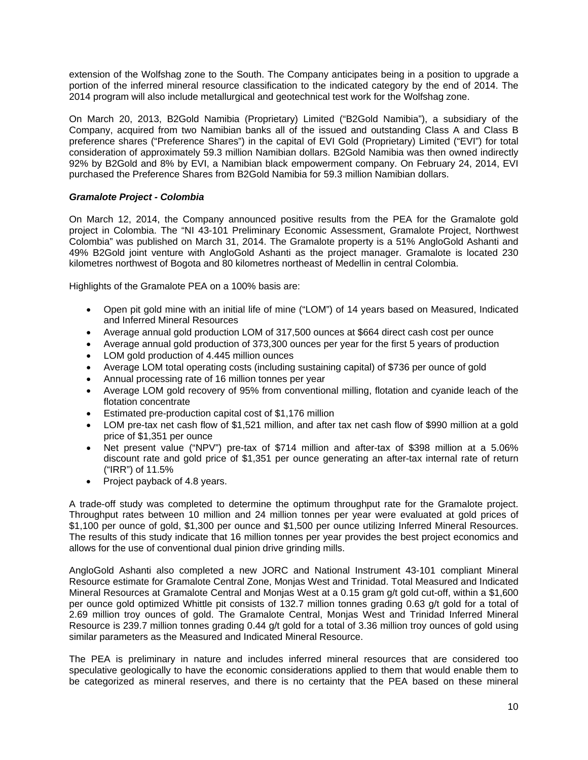extension of the Wolfshag zone to the South. The Company anticipates being in a position to upgrade a portion of the inferred mineral resource classification to the indicated category by the end of 2014. The 2014 program will also include metallurgical and geotechnical test work for the Wolfshag zone.

On March 20, 2013, B2Gold Namibia (Proprietary) Limited ("B2Gold Namibia"), a subsidiary of the Company, acquired from two Namibian banks all of the issued and outstanding Class A and Class B preference shares ("Preference Shares") in the capital of EVI Gold (Proprietary) Limited ("EVI") for total consideration of approximately 59.3 million Namibian dollars. B2Gold Namibia was then owned indirectly 92% by B2Gold and 8% by EVI, a Namibian black empowerment company. On February 24, 2014, EVI purchased the Preference Shares from B2Gold Namibia for 59.3 million Namibian dollars.

***Gramalote Project - Colombia***

On March 12, 2014, the Company announced positive results from the PEA for the Gramalote gold project in Colombia. The "NI 43-101 Preliminary Economic Assessment, Gramalote Project, Northwest Colombia" was published on March 31, 2014. The Gramalote property is a 51% AngloGold Ashanti and 49% B2Gold joint venture with AngloGold Ashanti as the project manager. Gramalote is located 230 kilometres northwest of Bogota and 80 kilometres northeast of Medellin in central Colombia.

Highlights of the Gramalote PEA on a 100% basis are:

- Open pit gold mine with an initial life of mine ("LOM") of 14 years based on Measured, Indicated and Inferred Mineral Resources
- Average annual gold production LOM of 317,500 ounces at $664 direct cash cost per ounce
- Average annual gold production of 373,300 ounces per year for the first 5 years of production
- LOM gold production of 4.445 million ounces
- Average LOM total operating costs (including sustaining capital) of $736 per ounce of gold
- Annual processing rate of 16 million tonnes per year
- Average LOM gold recovery of 95% from conventional milling, flotation and cyanide leach of the flotation concentrate
- Estimated pre-production capital cost of $1,176 million
- LOM pre-tax net cash flow of $1,521 million, and after tax net cash flow of $990 million at a gold price of $1,351 per ounce
- Net present value ("NPV") pre-tax of $714 million and after-tax of $398 million at a 5.06% discount rate and gold price of $1,351 per ounce generating an after-tax internal rate of return ("IRR") of 11.5%
- Project payback of 4.8 years.

A trade-off study was completed to determine the optimum throughput rate for the Gramalote project. Throughput rates between 10 million and 24 million tonnes per year were evaluated at gold prices of $1,100 per ounce of gold, $1,300 per ounce and $1,500 per ounce utilizing Inferred Mineral Resources. The results of this study indicate that 16 million tonnes per year provides the best project economics and allows for the use of conventional dual pinion drive grinding mills.

AngloGold Ashanti also completed a new JORC and National Instrument 43-101 compliant Mineral Resource estimate for Gramalote Central Zone, Monjas West and Trinidad. Total Measured and Indicated Mineral Resources at Gramalote Central and Monjas West at a 0.15 gram g/t gold cut-off, within a $1,600 per ounce gold optimized Whittle pit consists of 132.7 million tonnes grading 0.63 g/t gold for a total of 2.69 million troy ounces of gold. The Gramalote Central, Monjas West and Trinidad Inferred Mineral Resource is 239.7 million tonnes grading 0.44 g/t gold for a total of 3.36 million troy ounces of gold using similar parameters as the Measured and Indicated Mineral Resource.

The PEA is preliminary in nature and includes inferred mineral resources that are considered too speculative geologically to have the economic considerations applied to them that would enable them to be categorized as mineral reserves, and there is no certainty that the PEA based on these mineral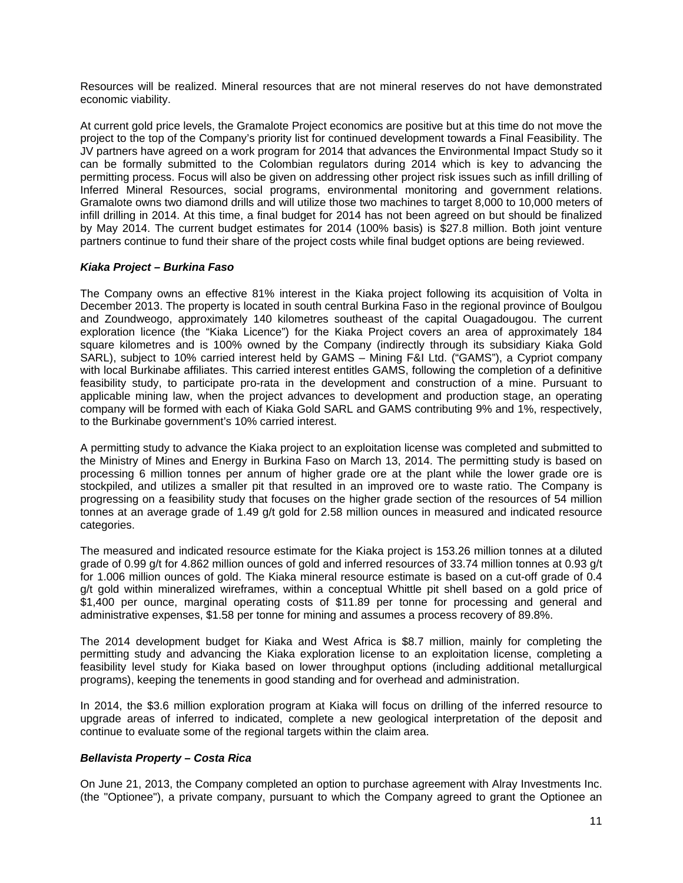Resources will be realized. Mineral resources that are not mineral reserves do not have demonstrated economic viability.

At current gold price levels, the Gramalote Project economics are positive but at this time do not move the project to the top of the Company's priority list for continued development towards a Final Feasibility. The JV partners have agreed on a work program for 2014 that advances the Environmental Impact Study so it can be formally submitted to the Colombian regulators during 2014 which is key to advancing the permitting process. Focus will also be given on addressing other project risk issues such as infill drilling of Inferred Mineral Resources, social programs, environmental monitoring and government relations. Gramalote owns two diamond drills and will utilize those two machines to target 8,000 to 10,000 meters of infill drilling in 2014. At this time, a final budget for 2014 has not been agreed on but should be finalized by May 2014. The current budget estimates for 2014 (100% basis) is $27.8 million. Both joint venture partners continue to fund their share of the project costs while final budget options are being reviewed.

***Kiaka Project – Burkina Faso***

The Company owns an effective 81% interest in the Kiaka project following its acquisition of Volta in December 2013. The property is located in south central Burkina Faso in the regional province of Boulgou and Zoundweogo, approximately 140 kilometres southeast of the capital Ouagadougou. The current exploration licence (the "Kiaka Licence") for the Kiaka Project covers an area of approximately 184 square kilometres and is 100% owned by the Company (indirectly through its subsidiary Kiaka Gold SARL), subject to 10% carried interest held by GAMS – Mining F&I Ltd. ("GAMS"), a Cypriot company with local Burkinabe affiliates. This carried interest entitles GAMS, following the completion of a definitive feasibility study, to participate pro-rata in the development and construction of a mine. Pursuant to applicable mining law, when the project advances to development and production stage, an operating company will be formed with each of Kiaka Gold SARL and GAMS contributing 9% and 1%, respectively, to the Burkinabe government's 10% carried interest.

A permitting study to advance the Kiaka project to an exploitation license was completed and submitted to the Ministry of Mines and Energy in Burkina Faso on March 13, 2014. The permitting study is based on processing 6 million tonnes per annum of higher grade ore at the plant while the lower grade ore is stockpiled, and utilizes a smaller pit that resulted in an improved ore to waste ratio. The Company is progressing on a feasibility study that focuses on the higher grade section of the resources of 54 million tonnes at an average grade of 1.49 g/t gold for 2.58 million ounces in measured and indicated resource categories.

The measured and indicated resource estimate for the Kiaka project is 153.26 million tonnes at a diluted grade of 0.99 g/t for 4.862 million ounces of gold and inferred resources of 33.74 million tonnes at 0.93 g/t for 1.006 million ounces of gold. The Kiaka mineral resource estimate is based on a cut-off grade of 0.4 g/t gold within mineralized wireframes, within a conceptual Whittle pit shell based on a gold price of $1,400 per ounce, marginal operating costs of $11.89 per tonne for processing and general and administrative expenses, $1.58 per tonne for mining and assumes a process recovery of 89.8%.

The 2014 development budget for Kiaka and West Africa is $8.7 million, mainly for completing the permitting study and advancing the Kiaka exploration license to an exploitation license, completing a feasibility level study for Kiaka based on lower throughput options (including additional metallurgical programs), keeping the tenements in good standing and for overhead and administration.

In 2014, the $3.6 million exploration program at Kiaka will focus on drilling of the inferred resource to upgrade areas of inferred to indicated, complete a new geological interpretation of the deposit and continue to evaluate some of the regional targets within the claim area.

***Bellavista Property – Costa Rica***

On June 21, 2013, the Company completed an option to purchase agreement with Alray Investments Inc. (the "Optionee"), a private company, pursuant to which the Company agreed to grant the Optionee an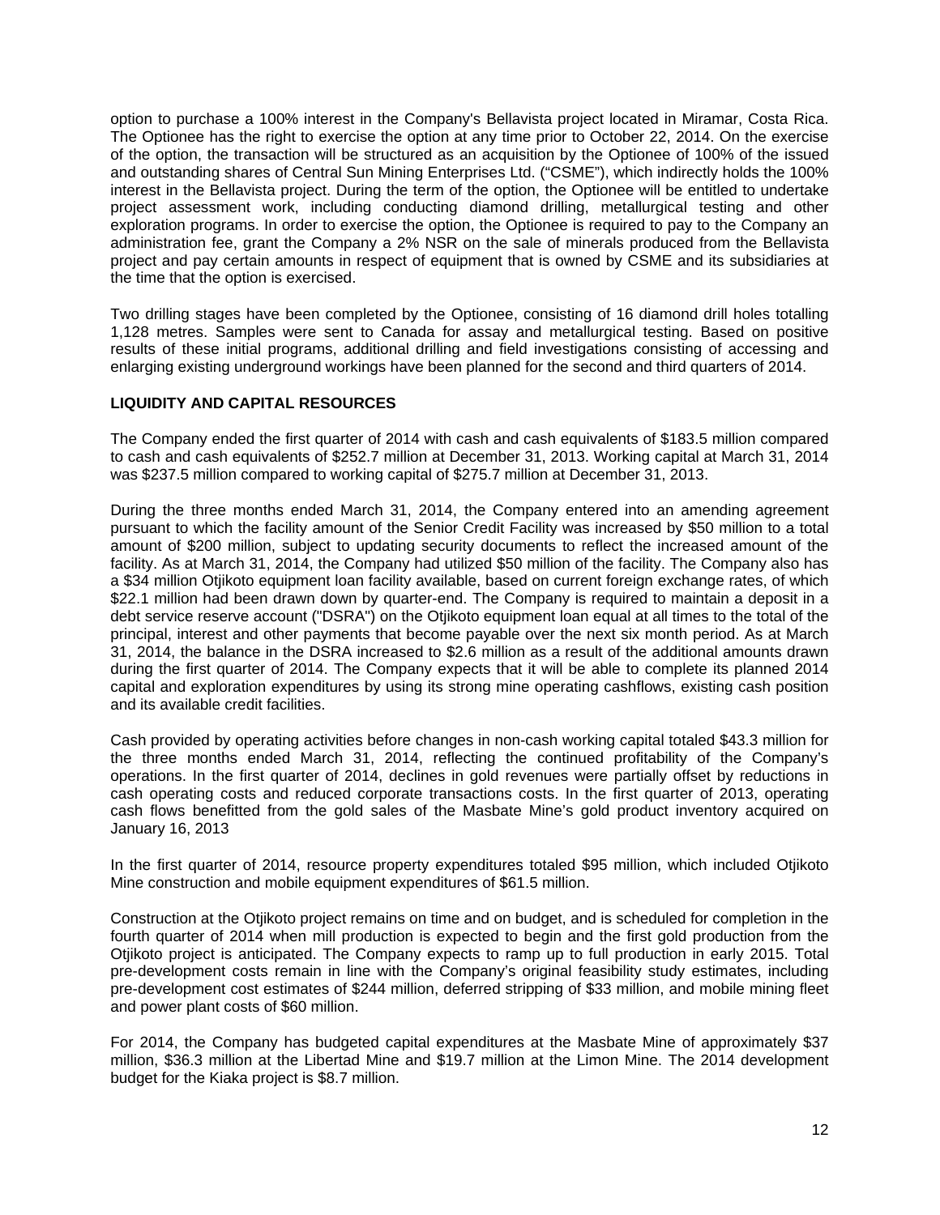option to purchase a 100% interest in the Company's Bellavista project located in Miramar, Costa Rica. The Optionee has the right to exercise the option at any time prior to October 22, 2014. On the exercise of the option, the transaction will be structured as an acquisition by the Optionee of 100% of the issued and outstanding shares of Central Sun Mining Enterprises Ltd. ("CSME"), which indirectly holds the 100% interest in the Bellavista project. During the term of the option, the Optionee will be entitled to undertake project assessment work, including conducting diamond drilling, metallurgical testing and other exploration programs. In order to exercise the option, the Optionee is required to pay to the Company an administration fee, grant the Company a 2% NSR on the sale of minerals produced from the Bellavista project and pay certain amounts in respect of equipment that is owned by CSME and its subsidiaries at the time that the option is exercised.

Two drilling stages have been completed by the Optionee, consisting of 16 diamond drill holes totalling 1,128 metres. Samples were sent to Canada for assay and metallurgical testing. Based on positive results of these initial programs, additional drilling and field investigations consisting of accessing and enlarging existing underground workings have been planned for the second and third quarters of 2014.

## LIQUIDITY AND CAPITAL RESOURCES

The Company ended the first quarter of 2014 with cash and cash equivalents of $183.5 million compared to cash and cash equivalents of $252.7 million at December 31, 2013. Working capital at March 31, 2014 was $237.5 million compared to working capital of $275.7 million at December 31, 2013.

During the three months ended March 31, 2014, the Company entered into an amending agreement pursuant to which the facility amount of the Senior Credit Facility was increased by $50 million to a total amount of $200 million, subject to updating security documents to reflect the increased amount of the facility. As at March 31, 2014, the Company had utilized $50 million of the facility. The Company also has a $34 million Otjikoto equipment loan facility available, based on current foreign exchange rates, of which $22.1 million had been drawn down by quarter-end. The Company is required to maintain a deposit in a debt service reserve account ("DSRA") on the Otjikoto equipment loan equal at all times to the total of the principal, interest and other payments that become payable over the next six month period. As at March 31, 2014, the balance in the DSRA increased to $2.6 million as a result of the additional amounts drawn during the first quarter of 2014. The Company expects that it will be able to complete its planned 2014 capital and exploration expenditures by using its strong mine operating cashflows, existing cash position and its available credit facilities.

Cash provided by operating activities before changes in non-cash working capital totaled $43.3 million for the three months ended March 31, 2014, reflecting the continued profitability of the Company's operations. In the first quarter of 2014, declines in gold revenues were partially offset by reductions in cash operating costs and reduced corporate transactions costs. In the first quarter of 2013, operating cash flows benefitted from the gold sales of the Masbate Mine's gold product inventory acquired on January 16, 2013

In the first quarter of 2014, resource property expenditures totaled $95 million, which included Otjikoto Mine construction and mobile equipment expenditures of $61.5 million.

Construction at the Otjikoto project remains on time and on budget, and is scheduled for completion in the fourth quarter of 2014 when mill production is expected to begin and the first gold production from the Otjikoto project is anticipated. The Company expects to ramp up to full production in early 2015. Total pre-development costs remain in line with the Company's original feasibility study estimates, including pre-development cost estimates of $244 million, deferred stripping of $33 million, and mobile mining fleet and power plant costs of $60 million.

For 2014, the Company has budgeted capital expenditures at the Masbate Mine of approximately $37 million, $36.3 million at the Libertad Mine and $19.7 million at the Limon Mine. The 2014 development budget for the Kiaka project is $8.7 million.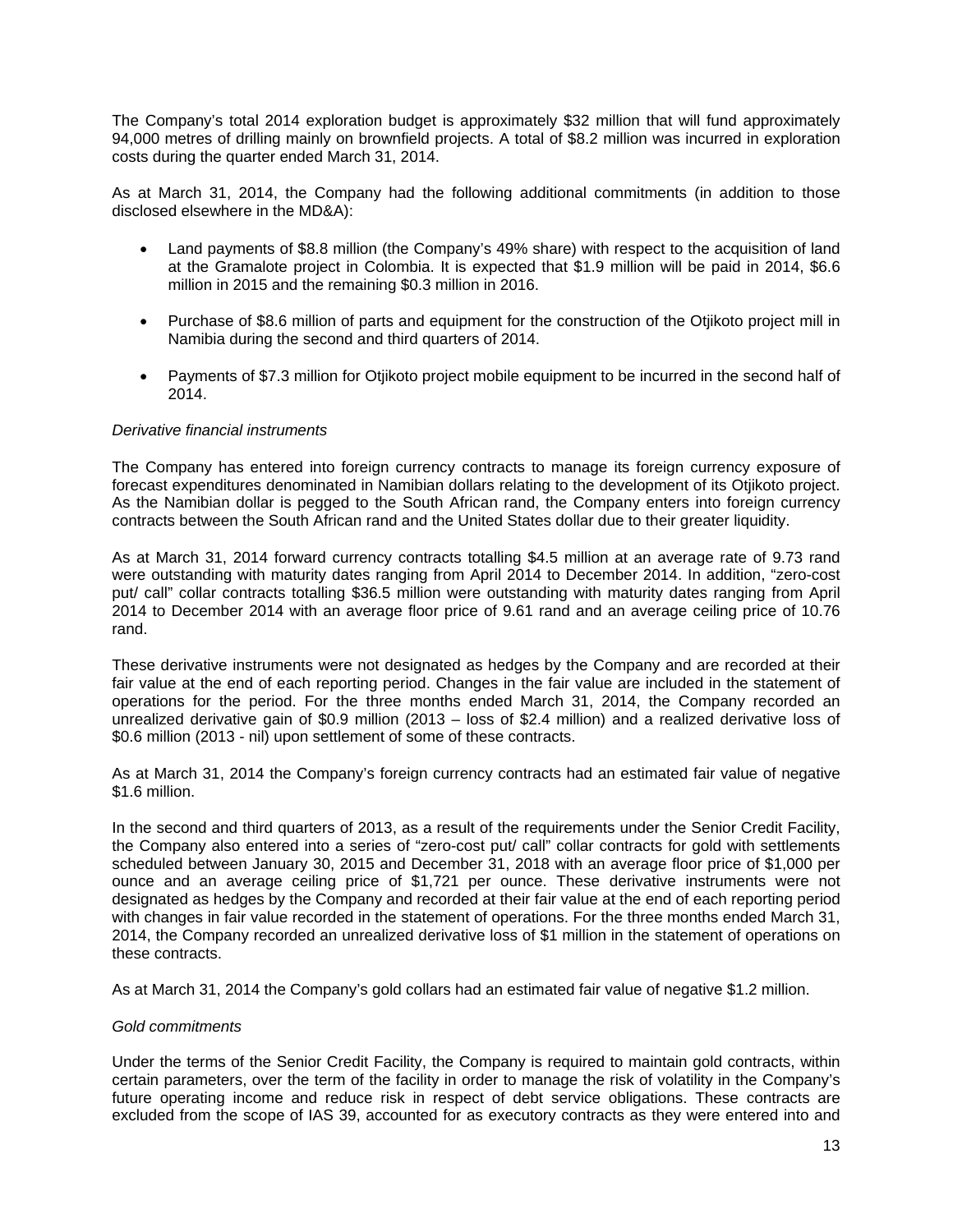The Company's total 2014 exploration budget is approximately $32 million that will fund approximately 94,000 metres of drilling mainly on brownfield projects. A total of $8.2 million was incurred in exploration costs during the quarter ended March 31, 2014.

As at March 31, 2014, the Company had the following additional commitments (in addition to those disclosed elsewhere in the MD&A):

- Land payments of $8.8 million (the Company's 49% share) with respect to the acquisition of land at the Gramalote project in Colombia. It is expected that $1.9 million will be paid in 2014, $6.6 million in 2015 and the remaining $0.3 million in 2016.

- Purchase of $8.6 million of parts and equipment for the construction of the Otjikoto project mill in Namibia during the second and third quarters of 2014.

- Payments of $7.3 million for Otjikoto project mobile equipment to be incurred in the second half of 2014.

*Derivative financial instruments*

The Company has entered into foreign currency contracts to manage its foreign currency exposure of forecast expenditures denominated in Namibian dollars relating to the development of its Otjikoto project. As the Namibian dollar is pegged to the South African rand, the Company enters into foreign currency contracts between the South African rand and the United States dollar due to their greater liquidity.

As at March 31, 2014 forward currency contracts totalling $4.5 million at an average rate of 9.73 rand were outstanding with maturity dates ranging from April 2014 to December 2014. In addition, "zero-cost put/ call" collar contracts totalling $36.5 million were outstanding with maturity dates ranging from April 2014 to December 2014 with an average floor price of 9.61 rand and an average ceiling price of 10.76 rand.

These derivative instruments were not designated as hedges by the Company and are recorded at their fair value at the end of each reporting period. Changes in the fair value are included in the statement of operations for the period. For the three months ended March 31, 2014, the Company recorded an unrealized derivative gain of $0.9 million (2013 – loss of $2.4 million) and a realized derivative loss of $0.6 million (2013 - nil) upon settlement of some of these contracts.

As at March 31, 2014 the Company's foreign currency contracts had an estimated fair value of negative $1.6 million.

In the second and third quarters of 2013, as a result of the requirements under the Senior Credit Facility, the Company also entered into a series of "zero-cost put/ call" collar contracts for gold with settlements scheduled between January 30, 2015 and December 31, 2018 with an average floor price of $1,000 per ounce and an average ceiling price of $1,721 per ounce. These derivative instruments were not designated as hedges by the Company and recorded at their fair value at the end of each reporting period with changes in fair value recorded in the statement of operations. For the three months ended March 31, 2014, the Company recorded an unrealized derivative loss of $1 million in the statement of operations on these contracts.

As at March 31, 2014 the Company's gold collars had an estimated fair value of negative $1.2 million.

*Gold commitments*

Under the terms of the Senior Credit Facility, the Company is required to maintain gold contracts, within certain parameters, over the term of the facility in order to manage the risk of volatility in the Company's future operating income and reduce risk in respect of debt service obligations. These contracts are excluded from the scope of IAS 39, accounted for as executory contracts as they were entered into and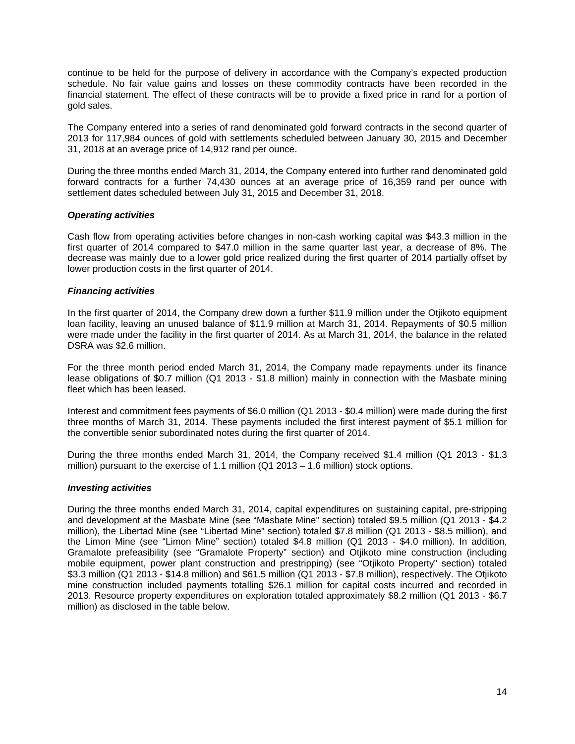continue to be held for the purpose of delivery in accordance with the Company's expected production schedule. No fair value gains and losses on these commodity contracts have been recorded in the financial statement. The effect of these contracts will be to provide a fixed price in rand for a portion of gold sales.

The Company entered into a series of rand denominated gold forward contracts in the second quarter of 2013 for 117,984 ounces of gold with settlements scheduled between January 30, 2015 and December 31, 2018 at an average price of 14,912 rand per ounce.

During the three months ended March 31, 2014, the Company entered into further rand denominated gold forward contracts for a further 74,430 ounces at an average price of 16,359 rand per ounce with settlement dates scheduled between July 31, 2015 and December 31, 2018.

***Operating activities***

Cash flow from operating activities before changes in non-cash working capital was $43.3 million in the first quarter of 2014 compared to $47.0 million in the same quarter last year, a decrease of 8%. The decrease was mainly due to a lower gold price realized during the first quarter of 2014 partially offset by lower production costs in the first quarter of 2014.

***Financing activities***

In the first quarter of 2014, the Company drew down a further $11.9 million under the Otjikoto equipment loan facility, leaving an unused balance of $11.9 million at March 31, 2014. Repayments of $0.5 million were made under the facility in the first quarter of 2014. As at March 31, 2014, the balance in the related DSRA was $2.6 million.

For the three month period ended March 31, 2014, the Company made repayments under its finance lease obligations of $0.7 million (Q1 2013 - $1.8 million) mainly in connection with the Masbate mining fleet which has been leased.

Interest and commitment fees payments of $6.0 million (Q1 2013 - $0.4 million) were made during the first three months of March 31, 2014. These payments included the first interest payment of $5.1 million for the convertible senior subordinated notes during the first quarter of 2014.

During the three months ended March 31, 2014, the Company received $1.4 million (Q1 2013 - $1.3 million) pursuant to the exercise of 1.1 million (Q1 2013 – 1.6 million) stock options.

***Investing activities***

During the three months ended March 31, 2014, capital expenditures on sustaining capital, pre-stripping and development at the Masbate Mine (see "Masbate Mine" section) totaled $9.5 million (Q1 2013 - $4.2 million), the Libertad Mine (see "Libertad Mine" section) totaled $7.8 million (Q1 2013 - $8.5 million), and the Limon Mine (see "Limon Mine" section) totaled $4.8 million (Q1 2013 - $4.0 million). In addition, Gramalote prefeasibility (see "Gramalote Property" section) and Otjikoto mine construction (including mobile equipment, power plant construction and prestripping) (see "Otjikoto Property" section) totaled $3.3 million (Q1 2013 - $14.8 million) and $61.5 million (Q1 2013 - $7.8 million), respectively. The Otjikoto mine construction included payments totalling $26.1 million for capital costs incurred and recorded in 2013. Resource property expenditures on exploration totaled approximately $8.2 million (Q1 2013 - $6.7 million) as disclosed in the table below.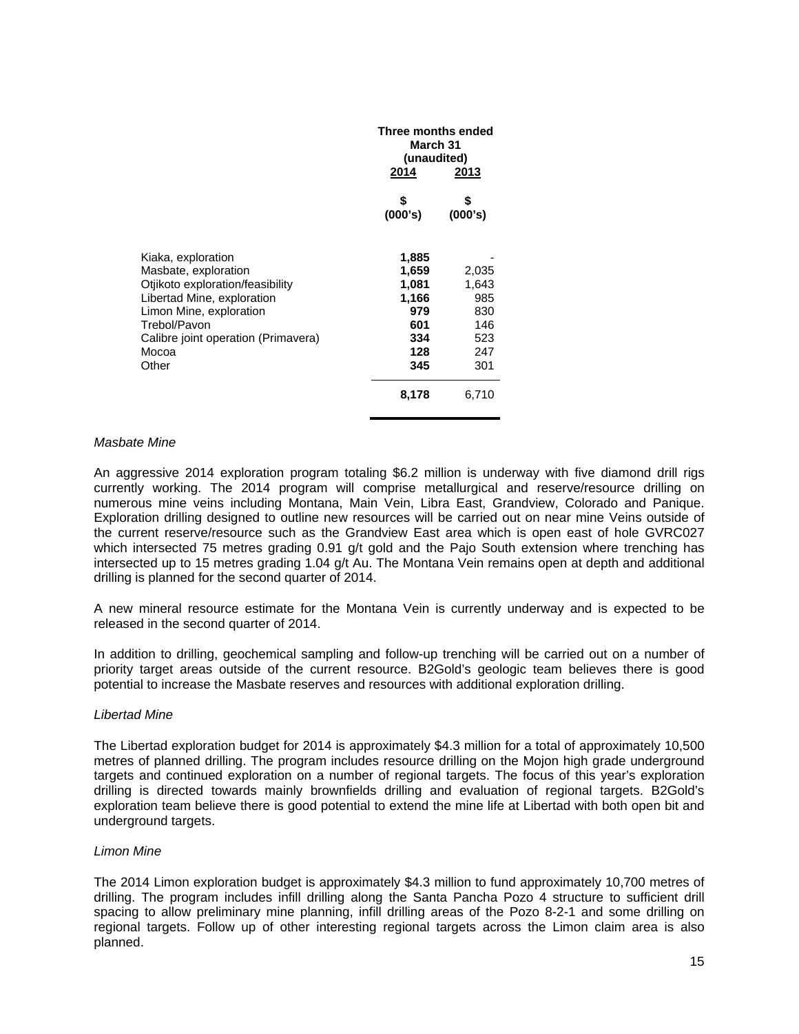| | Three months ended March 31 (unaudited) | |
|---|---|---|
| | **2014** | **2013** |
| | **$ (000's)** | **$ (000's)** |
| Kiaka, exploration | **1,885** | - |
| Masbate, exploration | **1,659** | 2,035 |
| Otjikoto exploration/feasibility | **1,081** | 1,643 |
| Libertad Mine, exploration | **1,166** | 985 |
| Limon Mine, exploration | **979** | 830 |
| Trebol/Pavon | **601** | 146 |
| Calibre joint operation (Primavera) | **334** | 523 |
| Mocoa | **128** | 247 |
| Other | **345** | 301 |
| | **8,178** | 6,710 |

*Masbate Mine*

An aggressive 2014 exploration program totaling $6.2 million is underway with five diamond drill rigs currently working. The 2014 program will comprise metallurgical and reserve/resource drilling on numerous mine veins including Montana, Main Vein, Libra East, Grandview, Colorado and Panique. Exploration drilling designed to outline new resources will be carried out on near mine Veins outside of the current reserve/resource such as the Grandview East area which is open east of hole GVRC027 which intersected 75 metres grading 0.91 g/t gold and the Pajo South extension where trenching has intersected up to 15 metres grading 1.04 g/t Au. The Montana Vein remains open at depth and additional drilling is planned for the second quarter of 2014.

A new mineral resource estimate for the Montana Vein is currently underway and is expected to be released in the second quarter of 2014.

In addition to drilling, geochemical sampling and follow-up trenching will be carried out on a number of priority target areas outside of the current resource. B2Gold's geologic team believes there is good potential to increase the Masbate reserves and resources with additional exploration drilling.

*Libertad Mine*

The Libertad exploration budget for 2014 is approximately $4.3 million for a total of approximately 10,500 metres of planned drilling. The program includes resource drilling on the Mojon high grade underground targets and continued exploration on a number of regional targets. The focus of this year's exploration drilling is directed towards mainly brownfields drilling and evaluation of regional targets. B2Gold's exploration team believe there is good potential to extend the mine life at Libertad with both open bit and underground targets.

*Limon Mine*

The 2014 Limon exploration budget is approximately $4.3 million to fund approximately 10,700 metres of drilling. The program includes infill drilling along the Santa Pancha Pozo 4 structure to sufficient drill spacing to allow preliminary mine planning, infill drilling areas of the Pozo 8-2-1 and some drilling on regional targets. Follow up of other interesting regional targets across the Limon claim area is also planned.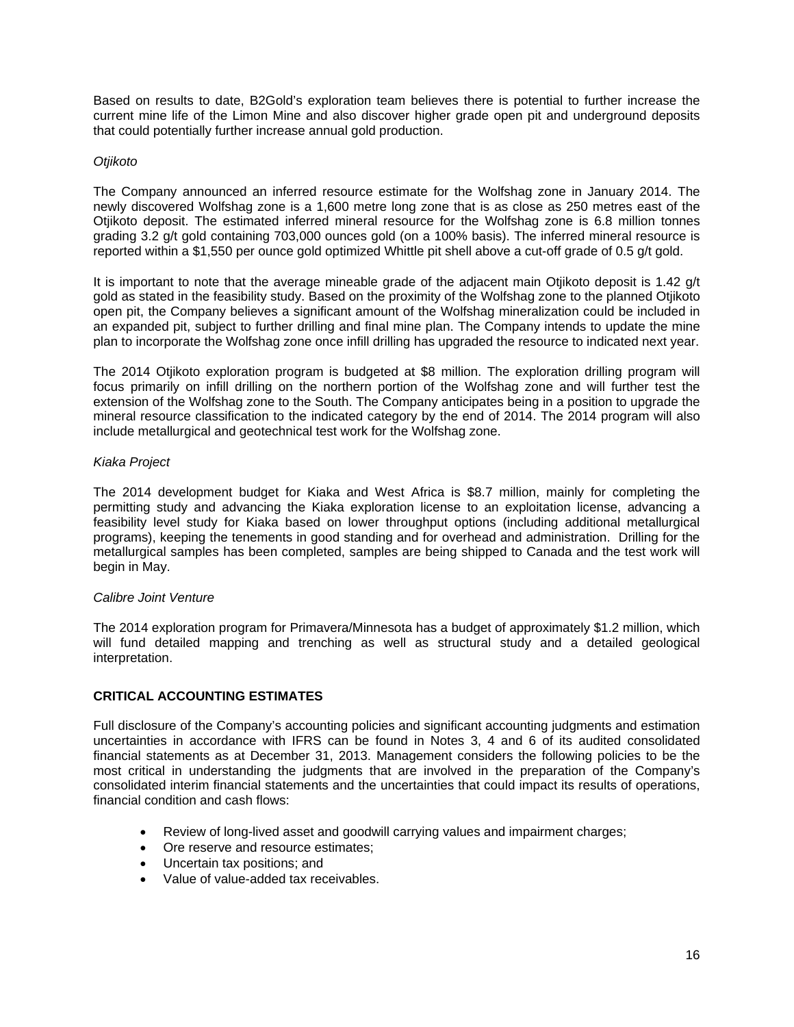Based on results to date, B2Gold's exploration team believes there is potential to further increase the current mine life of the Limon Mine and also discover higher grade open pit and underground deposits that could potentially further increase annual gold production.

*Otjikoto*

The Company announced an inferred resource estimate for the Wolfshag zone in January 2014. The newly discovered Wolfshag zone is a 1,600 metre long zone that is as close as 250 metres east of the Otjikoto deposit. The estimated inferred mineral resource for the Wolfshag zone is 6.8 million tonnes grading 3.2 g/t gold containing 703,000 ounces gold (on a 100% basis). The inferred mineral resource is reported within a $1,550 per ounce gold optimized Whittle pit shell above a cut-off grade of 0.5 g/t gold.

It is important to note that the average mineable grade of the adjacent main Otjikoto deposit is 1.42 g/t gold as stated in the feasibility study. Based on the proximity of the Wolfshag zone to the planned Otjikoto open pit, the Company believes a significant amount of the Wolfshag mineralization could be included in an expanded pit, subject to further drilling and final mine plan. The Company intends to update the mine plan to incorporate the Wolfshag zone once infill drilling has upgraded the resource to indicated next year.

The 2014 Otjikoto exploration program is budgeted at $8 million. The exploration drilling program will focus primarily on infill drilling on the northern portion of the Wolfshag zone and will further test the extension of the Wolfshag zone to the South. The Company anticipates being in a position to upgrade the mineral resource classification to the indicated category by the end of 2014. The 2014 program will also include metallurgical and geotechnical test work for the Wolfshag zone.

*Kiaka Project*

The 2014 development budget for Kiaka and West Africa is $8.7 million, mainly for completing the permitting study and advancing the Kiaka exploration license to an exploitation license, advancing a feasibility level study for Kiaka based on lower throughput options (including additional metallurgical programs), keeping the tenements in good standing and for overhead and administration. Drilling for the metallurgical samples has been completed, samples are being shipped to Canada and the test work will begin in May.

*Calibre Joint Venture*

The 2014 exploration program for Primavera/Minnesota has a budget of approximately $1.2 million, which will fund detailed mapping and trenching as well as structural study and a detailed geological interpretation.

## CRITICAL ACCOUNTING ESTIMATES

Full disclosure of the Company's accounting policies and significant accounting judgments and estimation uncertainties in accordance with IFRS can be found in Notes 3, 4 and 6 of its audited consolidated financial statements as at December 31, 2013. Management considers the following policies to be the most critical in understanding the judgments that are involved in the preparation of the Company's consolidated interim financial statements and the uncertainties that could impact its results of operations, financial condition and cash flows:

- Review of long-lived asset and goodwill carrying values and impairment charges;
- Ore reserve and resource estimates;
- Uncertain tax positions; and
- Value of value-added tax receivables.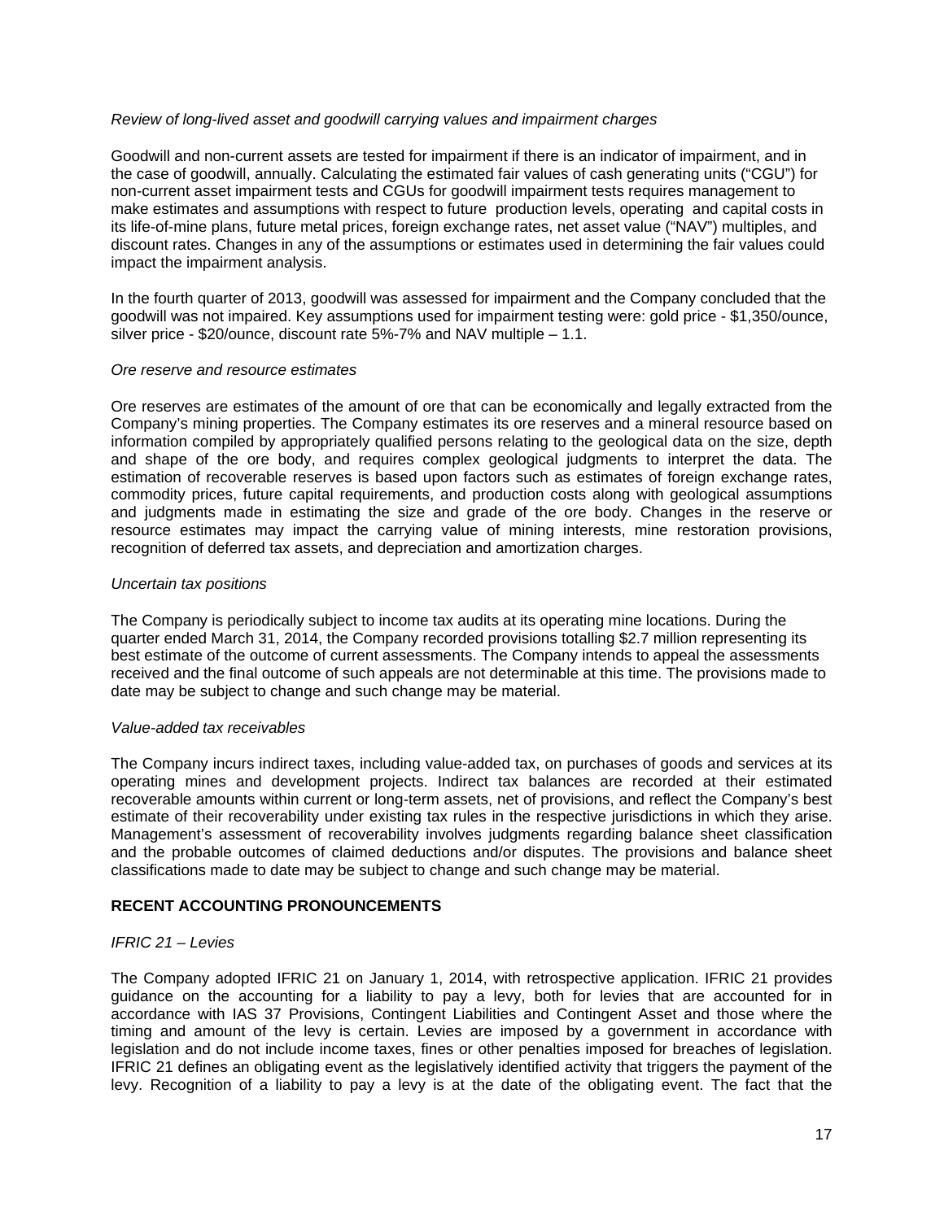*Review of long-lived asset and goodwill carrying values and impairment charges*

Goodwill and non-current assets are tested for impairment if there is an indicator of impairment, and in the case of goodwill, annually. Calculating the estimated fair values of cash generating units ("CGU") for non-current asset impairment tests and CGUs for goodwill impairment tests requires management to make estimates and assumptions with respect to future production levels, operating and capital costs in its life-of-mine plans, future metal prices, foreign exchange rates, net asset value ("NAV") multiples, and discount rates. Changes in any of the assumptions or estimates used in determining the fair values could impact the impairment analysis.

In the fourth quarter of 2013, goodwill was assessed for impairment and the Company concluded that the goodwill was not impaired. Key assumptions used for impairment testing were: gold price - $1,350/ounce, silver price - $20/ounce, discount rate 5%-7% and NAV multiple – 1.1.

*Ore reserve and resource estimates*

Ore reserves are estimates of the amount of ore that can be economically and legally extracted from the Company's mining properties. The Company estimates its ore reserves and a mineral resource based on information compiled by appropriately qualified persons relating to the geological data on the size, depth and shape of the ore body, and requires complex geological judgments to interpret the data. The estimation of recoverable reserves is based upon factors such as estimates of foreign exchange rates, commodity prices, future capital requirements, and production costs along with geological assumptions and judgments made in estimating the size and grade of the ore body. Changes in the reserve or resource estimates may impact the carrying value of mining interests, mine restoration provisions, recognition of deferred tax assets, and depreciation and amortization charges.

*Uncertain tax positions*

The Company is periodically subject to income tax audits at its operating mine locations. During the quarter ended March 31, 2014, the Company recorded provisions totalling $2.7 million representing its best estimate of the outcome of current assessments. The Company intends to appeal the assessments received and the final outcome of such appeals are not determinable at this time. The provisions made to date may be subject to change and such change may be material.

*Value-added tax receivables*

The Company incurs indirect taxes, including value-added tax, on purchases of goods and services at its operating mines and development projects. Indirect tax balances are recorded at their estimated recoverable amounts within current or long-term assets, net of provisions, and reflect the Company's best estimate of their recoverability under existing tax rules in the respective jurisdictions in which they arise. Management's assessment of recoverability involves judgments regarding balance sheet classification and the probable outcomes of claimed deductions and/or disputes. The provisions and balance sheet classifications made to date may be subject to change and such change may be material.

## RECENT ACCOUNTING PRONOUNCEMENTS

*IFRIC 21 – Levies*

The Company adopted IFRIC 21 on January 1, 2014, with retrospective application. IFRIC 21 provides guidance on the accounting for a liability to pay a levy, both for levies that are accounted for in accordance with IAS 37 Provisions, Contingent Liabilities and Contingent Asset and those where the timing and amount of the levy is certain. Levies are imposed by a government in accordance with legislation and do not include income taxes, fines or other penalties imposed for breaches of legislation. IFRIC 21 defines an obligating event as the legislatively identified activity that triggers the payment of the levy. Recognition of a liability to pay a levy is at the date of the obligating event. The fact that the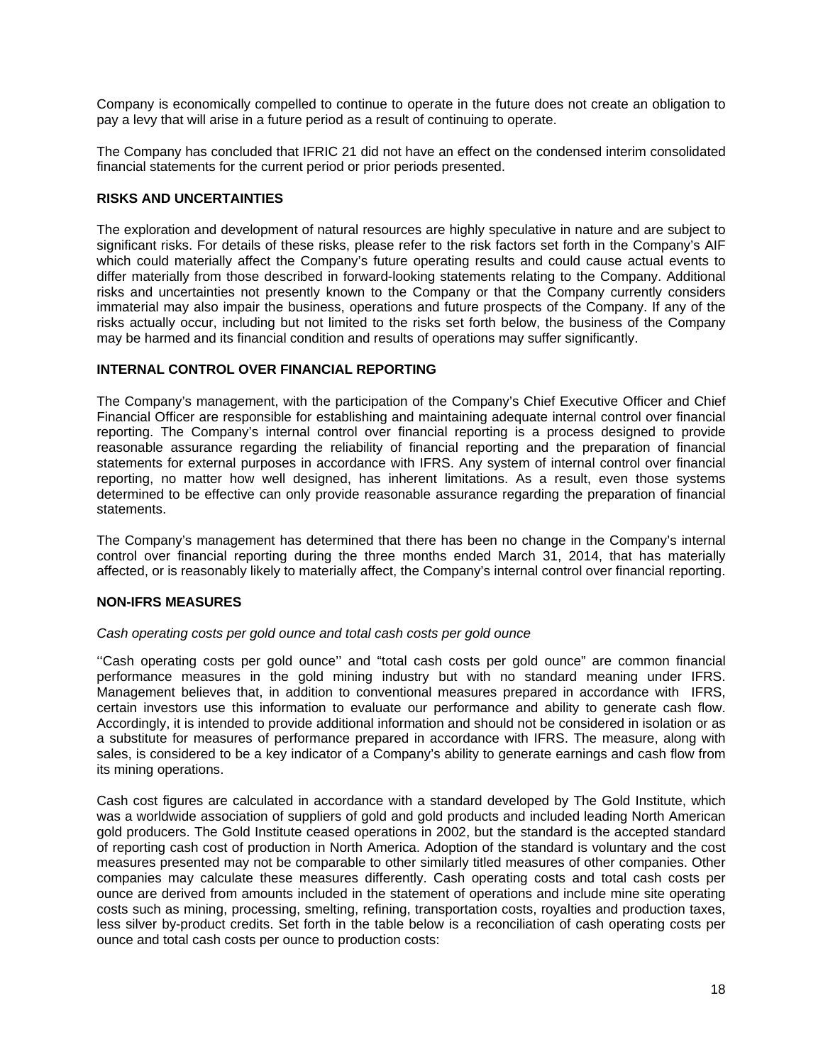Company is economically compelled to continue to operate in the future does not create an obligation to pay a levy that will arise in a future period as a result of continuing to operate.

The Company has concluded that IFRIC 21 did not have an effect on the condensed interim consolidated financial statements for the current period or prior periods presented.

**RISKS AND UNCERTAINTIES**

The exploration and development of natural resources are highly speculative in nature and are subject to significant risks. For details of these risks, please refer to the risk factors set forth in the Company's AIF which could materially affect the Company's future operating results and could cause actual events to differ materially from those described in forward-looking statements relating to the Company. Additional risks and uncertainties not presently known to the Company or that the Company currently considers immaterial may also impair the business, operations and future prospects of the Company. If any of the risks actually occur, including but not limited to the risks set forth below, the business of the Company may be harmed and its financial condition and results of operations may suffer significantly.

**INTERNAL CONTROL OVER FINANCIAL REPORTING**

The Company's management, with the participation of the Company's Chief Executive Officer and Chief Financial Officer are responsible for establishing and maintaining adequate internal control over financial reporting. The Company's internal control over financial reporting is a process designed to provide reasonable assurance regarding the reliability of financial reporting and the preparation of financial statements for external purposes in accordance with IFRS. Any system of internal control over financial reporting, no matter how well designed, has inherent limitations. As a result, even those systems determined to be effective can only provide reasonable assurance regarding the preparation of financial statements.

The Company's management has determined that there has been no change in the Company's internal control over financial reporting during the three months ended March 31, 2014, that has materially affected, or is reasonably likely to materially affect, the Company's internal control over financial reporting.

**NON-IFRS MEASURES**

*Cash operating costs per gold ounce and total cash costs per gold ounce*

''Cash operating costs per gold ounce'' and "total cash costs per gold ounce" are common financial performance measures in the gold mining industry but with no standard meaning under IFRS. Management believes that, in addition to conventional measures prepared in accordance with IFRS, certain investors use this information to evaluate our performance and ability to generate cash flow. Accordingly, it is intended to provide additional information and should not be considered in isolation or as a substitute for measures of performance prepared in accordance with IFRS. The measure, along with sales, is considered to be a key indicator of a Company's ability to generate earnings and cash flow from its mining operations.

Cash cost figures are calculated in accordance with a standard developed by The Gold Institute, which was a worldwide association of suppliers of gold and gold products and included leading North American gold producers. The Gold Institute ceased operations in 2002, but the standard is the accepted standard of reporting cash cost of production in North America. Adoption of the standard is voluntary and the cost measures presented may not be comparable to other similarly titled measures of other companies. Other companies may calculate these measures differently. Cash operating costs and total cash costs per ounce are derived from amounts included in the statement of operations and include mine site operating costs such as mining, processing, smelting, refining, transportation costs, royalties and production taxes, less silver by-product credits. Set forth in the table below is a reconciliation of cash operating costs per ounce and total cash costs per ounce to production costs: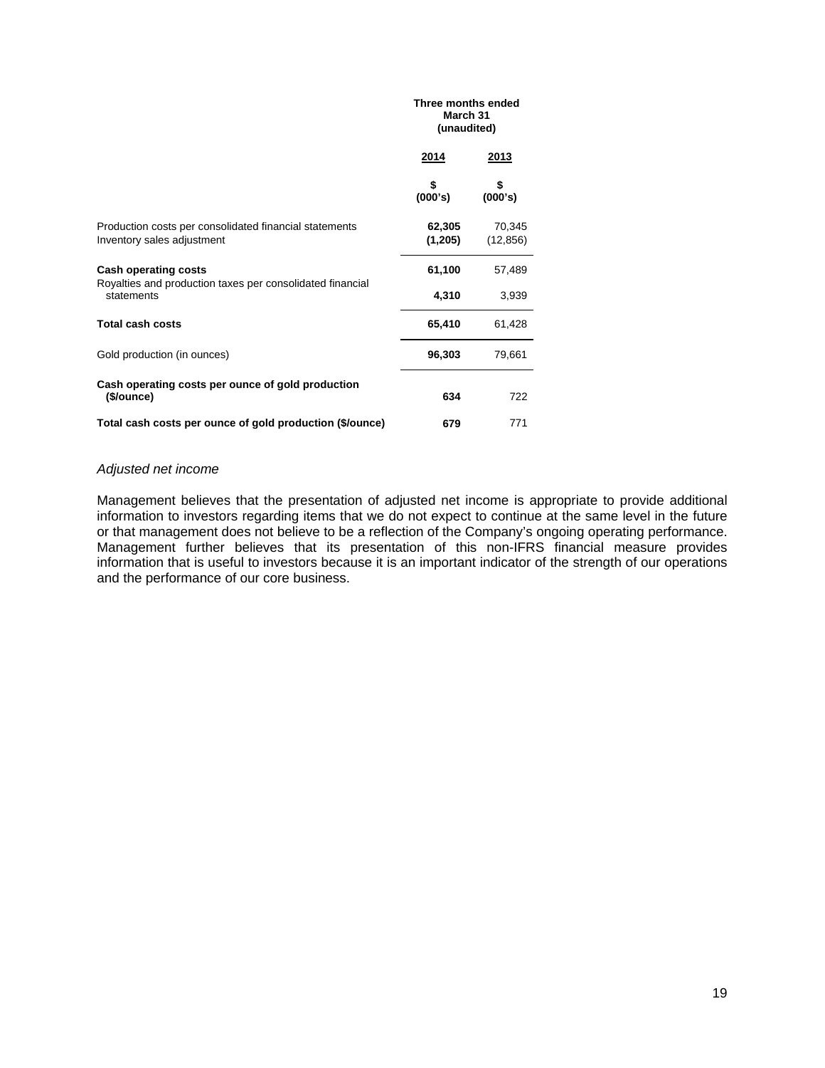| | Three months ended March 31 (unaudited) | |
|---|---|---|
| | **2014** | **2013** |
| | **$ (000's)** | **$ (000's)** |
| Production costs per consolidated financial statements | **62,305** | 70,345 |
| Inventory sales adjustment | **(1,205)** | (12,856) |
| **Cash operating costs** | **61,100** | 57,489 |
| Royalties and production taxes per consolidated financial statements | **4,310** | 3,939 |
| **Total cash costs** | **65,410** | 61,428 |
| Gold production (in ounces) | **96,303** | 79,661 |
| **Cash operating costs per ounce of gold production ($/ounce)** | **634** | 722 |
| **Total cash costs per ounce of gold production ($/ounce)** | **679** | 771 |

*Adjusted net income*

Management believes that the presentation of adjusted net income is appropriate to provide additional information to investors regarding items that we do not expect to continue at the same level in the future or that management does not believe to be a reflection of the Company's ongoing operating performance. Management further believes that its presentation of this non-IFRS financial measure provides information that is useful to investors because it is an important indicator of the strength of our operations and the performance of our core business.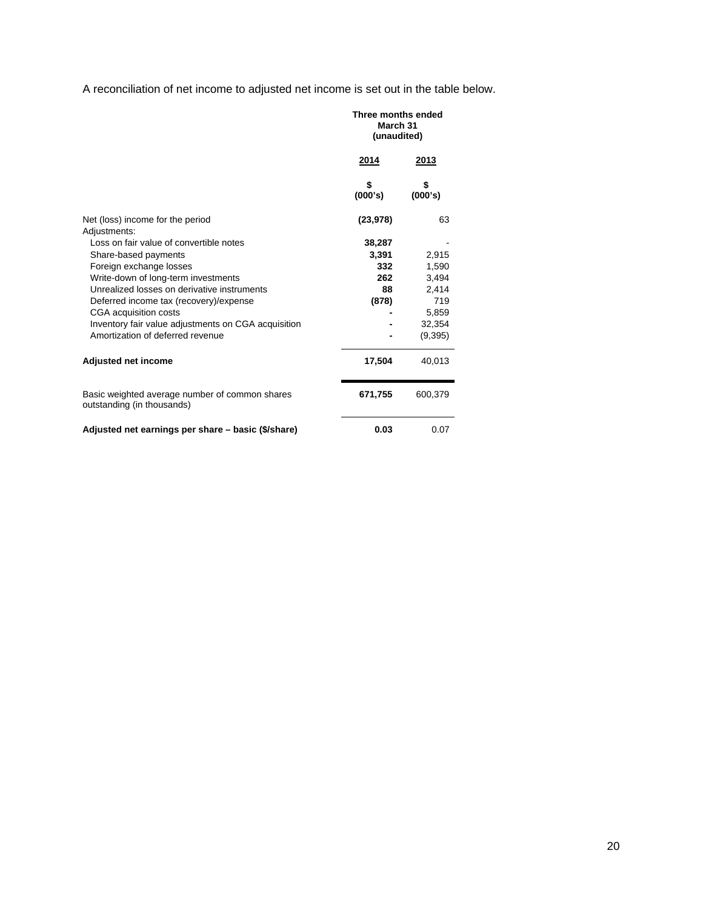A reconciliation of net income to adjusted net income is set out in the table below.

| | Three months ended March 31 (unaudited) | |
|---|---|---|
| | **2014** | **2013** |
| | **\$ (000's)** | **\$ (000's)** |
| Net (loss) income for the period | **(23,978)** | 63 |
| Adjustments: | | |
| Loss on fair value of convertible notes | **38,287** | - |
| Share-based payments | **3,391** | 2,915 |
| Foreign exchange losses | **332** | 1,590 |
| Write-down of long-term investments | **262** | 3,494 |
| Unrealized losses on derivative instruments | **88** | 2,414 |
| Deferred income tax (recovery)/expense | **(878)** | 719 |
| CGA acquisition costs | **-** | 5,859 |
| Inventory fair value adjustments on CGA acquisition | **-** | 32,354 |
| Amortization of deferred revenue | **-** | (9,395) |
| **Adjusted net income** | **17,504** | 40,013 |
| Basic weighted average number of common shares outstanding (in thousands) | **671,755** | 600,379 |
| **Adjusted net earnings per share – basic (\$/share)** | **0.03** | 0.07 |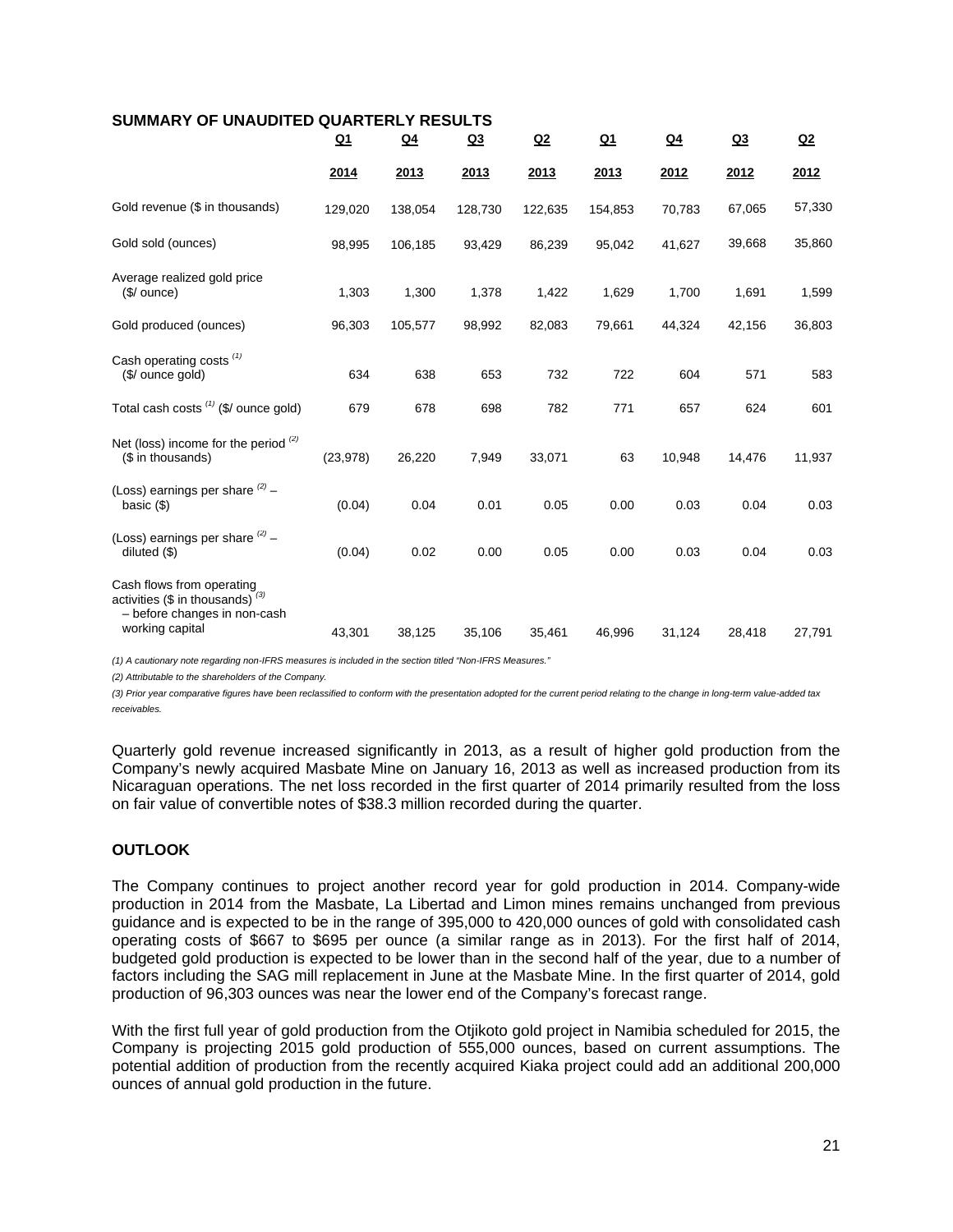**SUMMARY OF UNAUDITED QUARTERLY RESULTS**

| | Q1 2014 | Q4 2013 | Q3 2013 | Q2 2013 | Q1 2013 | Q4 2012 | Q3 2012 | Q2 2012 |
|---|---|---|---|---|---|---|---|---|
| Gold revenue ($ in thousands) | 129,020 | 138,054 | 128,730 | 122,635 | 154,853 | 70,783 | 67,065 | 57,330 |
| Gold sold (ounces) | 98,995 | 106,185 | 93,429 | 86,239 | 95,042 | 41,627 | 39,668 | 35,860 |
| Average realized gold price ($/ ounce) | 1,303 | 1,300 | 1,378 | 1,422 | 1,629 | 1,700 | 1,691 | 1,599 |
| Gold produced (ounces) | 96,303 | 105,577 | 98,992 | 82,083 | 79,661 | 44,324 | 42,156 | 36,803 |
| Cash operating costs (1) ($/ ounce gold) | 634 | 638 | 653 | 732 | 722 | 604 | 571 | 583 |
| Total cash costs (1) ($/ ounce gold) | 679 | 678 | 698 | 782 | 771 | 657 | 624 | 601 |
| Net (loss) income for the period (2) ($ in thousands) | (23,978) | 26,220 | 7,949 | 33,071 | 63 | 10,948 | 14,476 | 11,937 |
| (Loss) earnings per share (2) – basic ($) | (0.04) | 0.04 | 0.01 | 0.05 | 0.00 | 0.03 | 0.04 | 0.03 |
| (Loss) earnings per share (2) – diluted ($) | (0.04) | 0.02 | 0.00 | 0.05 | 0.00 | 0.03 | 0.04 | 0.03 |
| Cash flows from operating activities ($ in thousands) (3) – before changes in non-cash working capital | 43,301 | 38,125 | 35,106 | 35,461 | 46,996 | 31,124 | 28,418 | 27,791 |

*(1) A cautionary note regarding non-IFRS measures is included in the section titled "Non-IFRS Measures."*

*(2) Attributable to the shareholders of the Company.*

*(3) Prior year comparative figures have been reclassified to conform with the presentation adopted for the current period relating to the change in long-term value-added tax receivables.*

Quarterly gold revenue increased significantly in 2013, as a result of higher gold production from the Company's newly acquired Masbate Mine on January 16, 2013 as well as increased production from its Nicaraguan operations. The net loss recorded in the first quarter of 2014 primarily resulted from the loss on fair value of convertible notes of $38.3 million recorded during the quarter.

**OUTLOOK**

The Company continues to project another record year for gold production in 2014. Company-wide production in 2014 from the Masbate, La Libertad and Limon mines remains unchanged from previous guidance and is expected to be in the range of 395,000 to 420,000 ounces of gold with consolidated cash operating costs of $667 to $695 per ounce (a similar range as in 2013). For the first half of 2014, budgeted gold production is expected to be lower than in the second half of the year, due to a number of factors including the SAG mill replacement in June at the Masbate Mine. In the first quarter of 2014, gold production of 96,303 ounces was near the lower end of the Company's forecast range.

With the first full year of gold production from the Otjikoto gold project in Namibia scheduled for 2015, the Company is projecting 2015 gold production of 555,000 ounces, based on current assumptions. The potential addition of production from the recently acquired Kiaka project could add an additional 200,000 ounces of annual gold production in the future.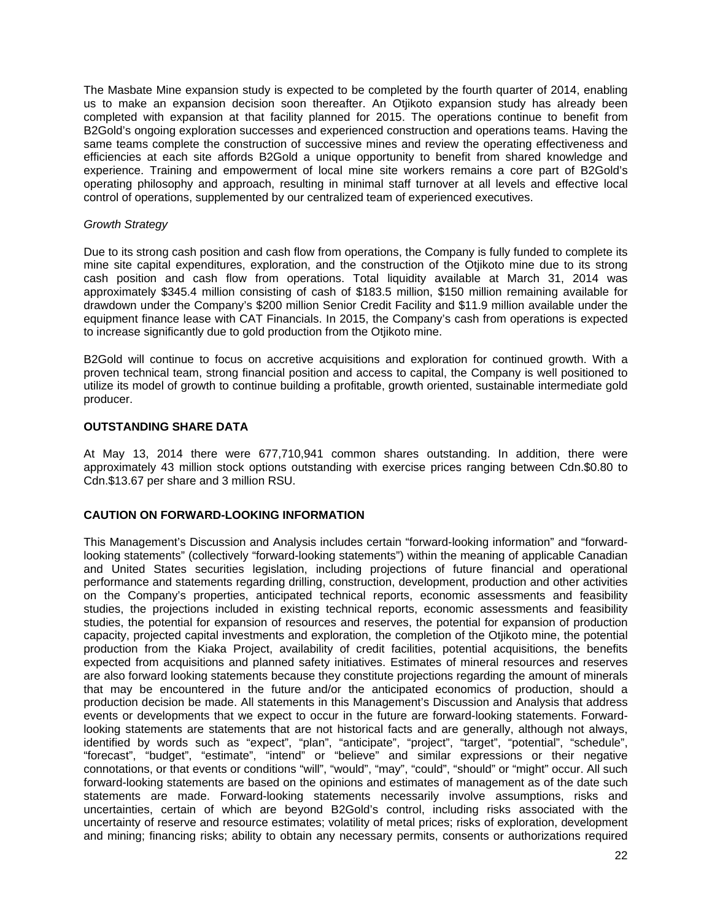The Masbate Mine expansion study is expected to be completed by the fourth quarter of 2014, enabling us to make an expansion decision soon thereafter. An Otjikoto expansion study has already been completed with expansion at that facility planned for 2015. The operations continue to benefit from B2Gold's ongoing exploration successes and experienced construction and operations teams. Having the same teams complete the construction of successive mines and review the operating effectiveness and efficiencies at each site affords B2Gold a unique opportunity to benefit from shared knowledge and experience. Training and empowerment of local mine site workers remains a core part of B2Gold's operating philosophy and approach, resulting in minimal staff turnover at all levels and effective local control of operations, supplemented by our centralized team of experienced executives.

*Growth Strategy*

Due to its strong cash position and cash flow from operations, the Company is fully funded to complete its mine site capital expenditures, exploration, and the construction of the Otjikoto mine due to its strong cash position and cash flow from operations. Total liquidity available at March 31, 2014 was approximately $345.4 million consisting of cash of $183.5 million, $150 million remaining available for drawdown under the Company's $200 million Senior Credit Facility and $11.9 million available under the equipment finance lease with CAT Financials. In 2015, the Company's cash from operations is expected to increase significantly due to gold production from the Otjikoto mine.

B2Gold will continue to focus on accretive acquisitions and exploration for continued growth. With a proven technical team, strong financial position and access to capital, the Company is well positioned to utilize its model of growth to continue building a profitable, growth oriented, sustainable intermediate gold producer.

## OUTSTANDING SHARE DATA

At May 13, 2014 there were 677,710,941 common shares outstanding. In addition, there were approximately 43 million stock options outstanding with exercise prices ranging between Cdn.$0.80 to Cdn.$13.67 per share and 3 million RSU.

## CAUTION ON FORWARD-LOOKING INFORMATION

This Management's Discussion and Analysis includes certain "forward-looking information" and "forward-looking statements" (collectively "forward-looking statements") within the meaning of applicable Canadian and United States securities legislation, including projections of future financial and operational performance and statements regarding drilling, construction, development, production and other activities on the Company's properties, anticipated technical reports, economic assessments and feasibility studies, the projections included in existing technical reports, economic assessments and feasibility studies, the potential for expansion of resources and reserves, the potential for expansion of production capacity, projected capital investments and exploration, the completion of the Otjikoto mine, the potential production from the Kiaka Project, availability of credit facilities, potential acquisitions, the benefits expected from acquisitions and planned safety initiatives. Estimates of mineral resources and reserves are also forward looking statements because they constitute projections regarding the amount of minerals that may be encountered in the future and/or the anticipated economics of production, should a production decision be made. All statements in this Management's Discussion and Analysis that address events or developments that we expect to occur in the future are forward-looking statements. Forward-looking statements are statements that are not historical facts and are generally, although not always, identified by words such as "expect", "plan", "anticipate", "project", "target", "potential", "schedule", "forecast", "budget", "estimate", "intend" or "believe" and similar expressions or their negative connotations, or that events or conditions "will", "would", "may", "could", "should" or "might" occur. All such forward-looking statements are based on the opinions and estimates of management as of the date such statements are made. Forward-looking statements necessarily involve assumptions, risks and uncertainties, certain of which are beyond B2Gold's control, including risks associated with the uncertainty of reserve and resource estimates; volatility of metal prices; risks of exploration, development and mining; financing risks; ability to obtain any necessary permits, consents or authorizations required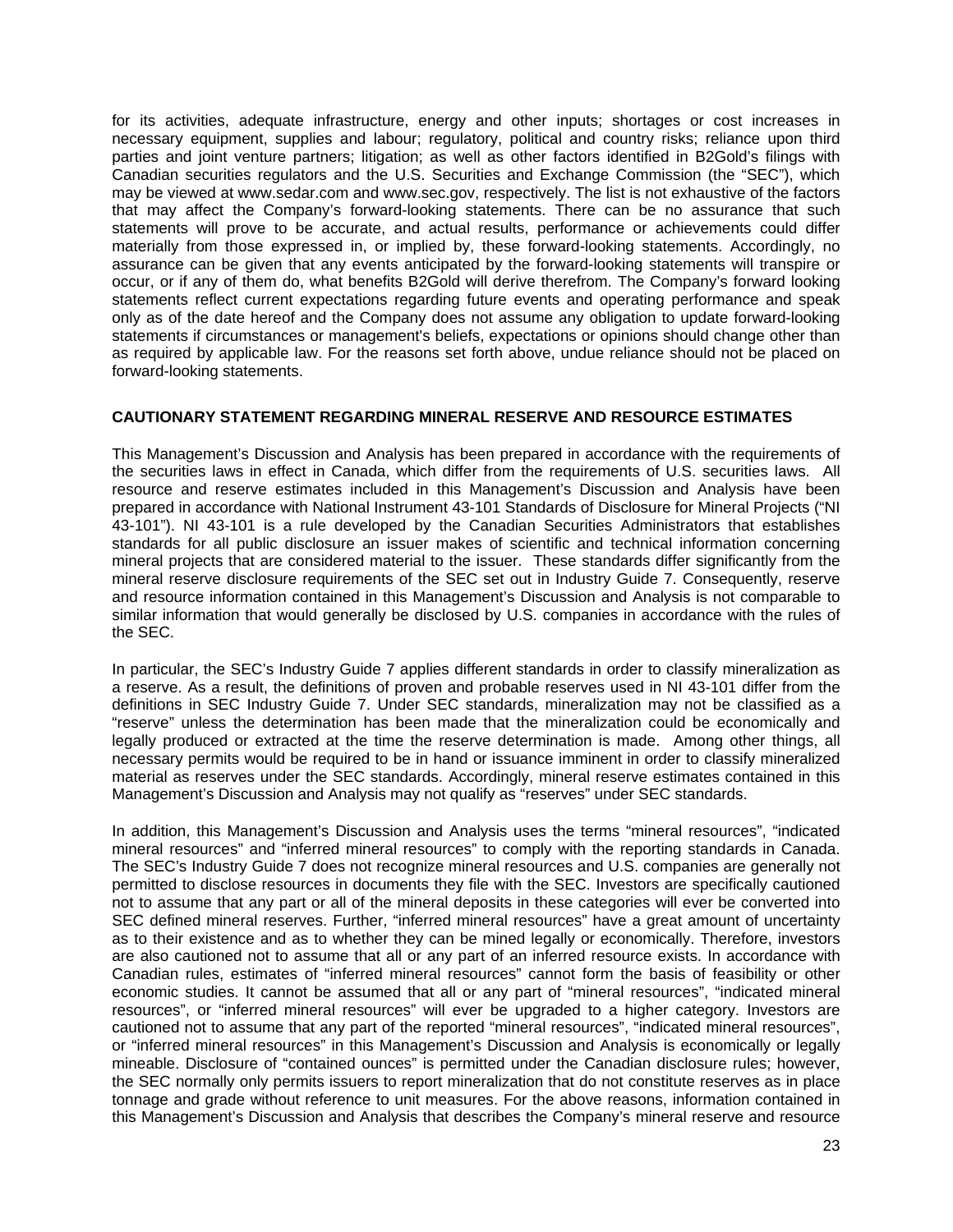for its activities, adequate infrastructure, energy and other inputs; shortages or cost increases in necessary equipment, supplies and labour; regulatory, political and country risks; reliance upon third parties and joint venture partners; litigation; as well as other factors identified in B2Gold's filings with Canadian securities regulators and the U.S. Securities and Exchange Commission (the "SEC"), which may be viewed at www.sedar.com and www.sec.gov, respectively. The list is not exhaustive of the factors that may affect the Company's forward-looking statements. There can be no assurance that such statements will prove to be accurate, and actual results, performance or achievements could differ materially from those expressed in, or implied by, these forward-looking statements. Accordingly, no assurance can be given that any events anticipated by the forward-looking statements will transpire or occur, or if any of them do, what benefits B2Gold will derive therefrom. The Company's forward looking statements reflect current expectations regarding future events and operating performance and speak only as of the date hereof and the Company does not assume any obligation to update forward-looking statements if circumstances or management's beliefs, expectations or opinions should change other than as required by applicable law. For the reasons set forth above, undue reliance should not be placed on forward-looking statements.

## CAUTIONARY STATEMENT REGARDING MINERAL RESERVE AND RESOURCE ESTIMATES

This Management's Discussion and Analysis has been prepared in accordance with the requirements of the securities laws in effect in Canada, which differ from the requirements of U.S. securities laws. All resource and reserve estimates included in this Management's Discussion and Analysis have been prepared in accordance with National Instrument 43-101 Standards of Disclosure for Mineral Projects ("NI 43-101"). NI 43-101 is a rule developed by the Canadian Securities Administrators that establishes standards for all public disclosure an issuer makes of scientific and technical information concerning mineral projects that are considered material to the issuer. These standards differ significantly from the mineral reserve disclosure requirements of the SEC set out in Industry Guide 7. Consequently, reserve and resource information contained in this Management's Discussion and Analysis is not comparable to similar information that would generally be disclosed by U.S. companies in accordance with the rules of the SEC.

In particular, the SEC's Industry Guide 7 applies different standards in order to classify mineralization as a reserve. As a result, the definitions of proven and probable reserves used in NI 43-101 differ from the definitions in SEC Industry Guide 7. Under SEC standards, mineralization may not be classified as a "reserve" unless the determination has been made that the mineralization could be economically and legally produced or extracted at the time the reserve determination is made. Among other things, all necessary permits would be required to be in hand or issuance imminent in order to classify mineralized material as reserves under the SEC standards. Accordingly, mineral reserve estimates contained in this Management's Discussion and Analysis may not qualify as "reserves" under SEC standards.

In addition, this Management's Discussion and Analysis uses the terms "mineral resources", "indicated mineral resources" and "inferred mineral resources" to comply with the reporting standards in Canada. The SEC's Industry Guide 7 does not recognize mineral resources and U.S. companies are generally not permitted to disclose resources in documents they file with the SEC. Investors are specifically cautioned not to assume that any part or all of the mineral deposits in these categories will ever be converted into SEC defined mineral reserves. Further, "inferred mineral resources" have a great amount of uncertainty as to their existence and as to whether they can be mined legally or economically. Therefore, investors are also cautioned not to assume that all or any part of an inferred resource exists. In accordance with Canadian rules, estimates of "inferred mineral resources" cannot form the basis of feasibility or other economic studies. It cannot be assumed that all or any part of "mineral resources", "indicated mineral resources", or "inferred mineral resources" will ever be upgraded to a higher category. Investors are cautioned not to assume that any part of the reported "mineral resources", "indicated mineral resources", or "inferred mineral resources" in this Management's Discussion and Analysis is economically or legally mineable. Disclosure of "contained ounces" is permitted under the Canadian disclosure rules; however, the SEC normally only permits issuers to report mineralization that do not constitute reserves as in place tonnage and grade without reference to unit measures. For the above reasons, information contained in this Management's Discussion and Analysis that describes the Company's mineral reserve and resource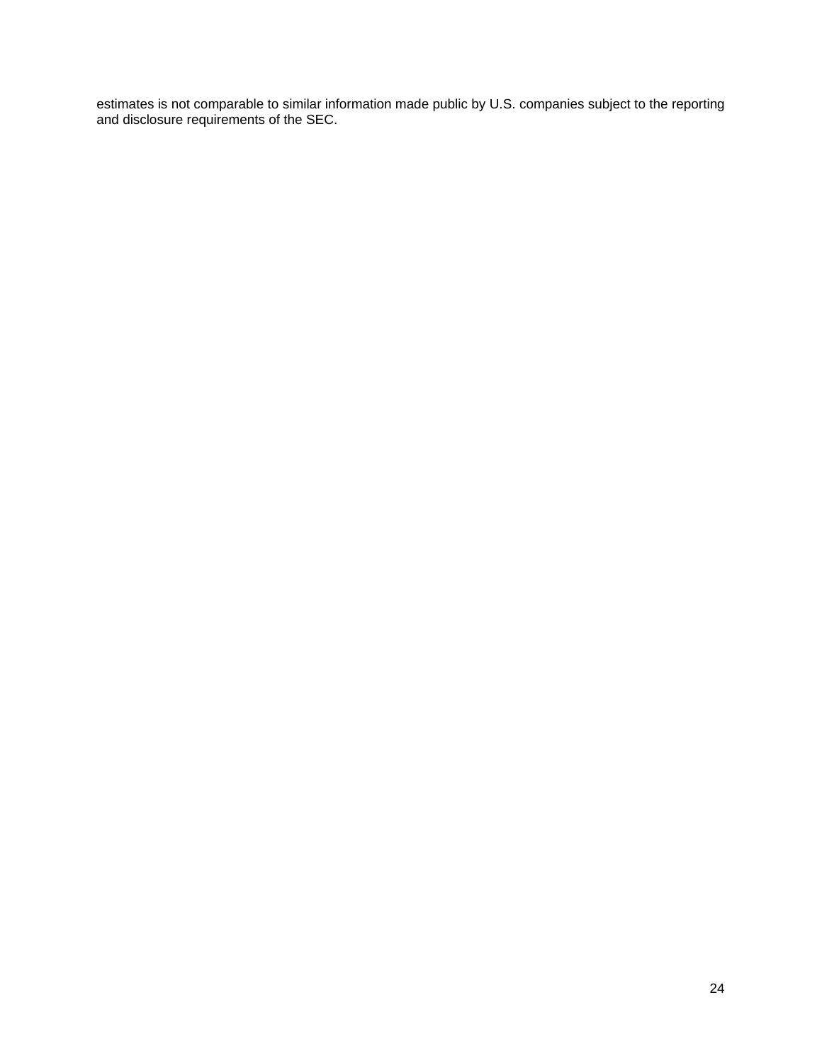estimates is not comparable to similar information made public by U.S. companies subject to the reporting and disclosure requirements of the SEC.